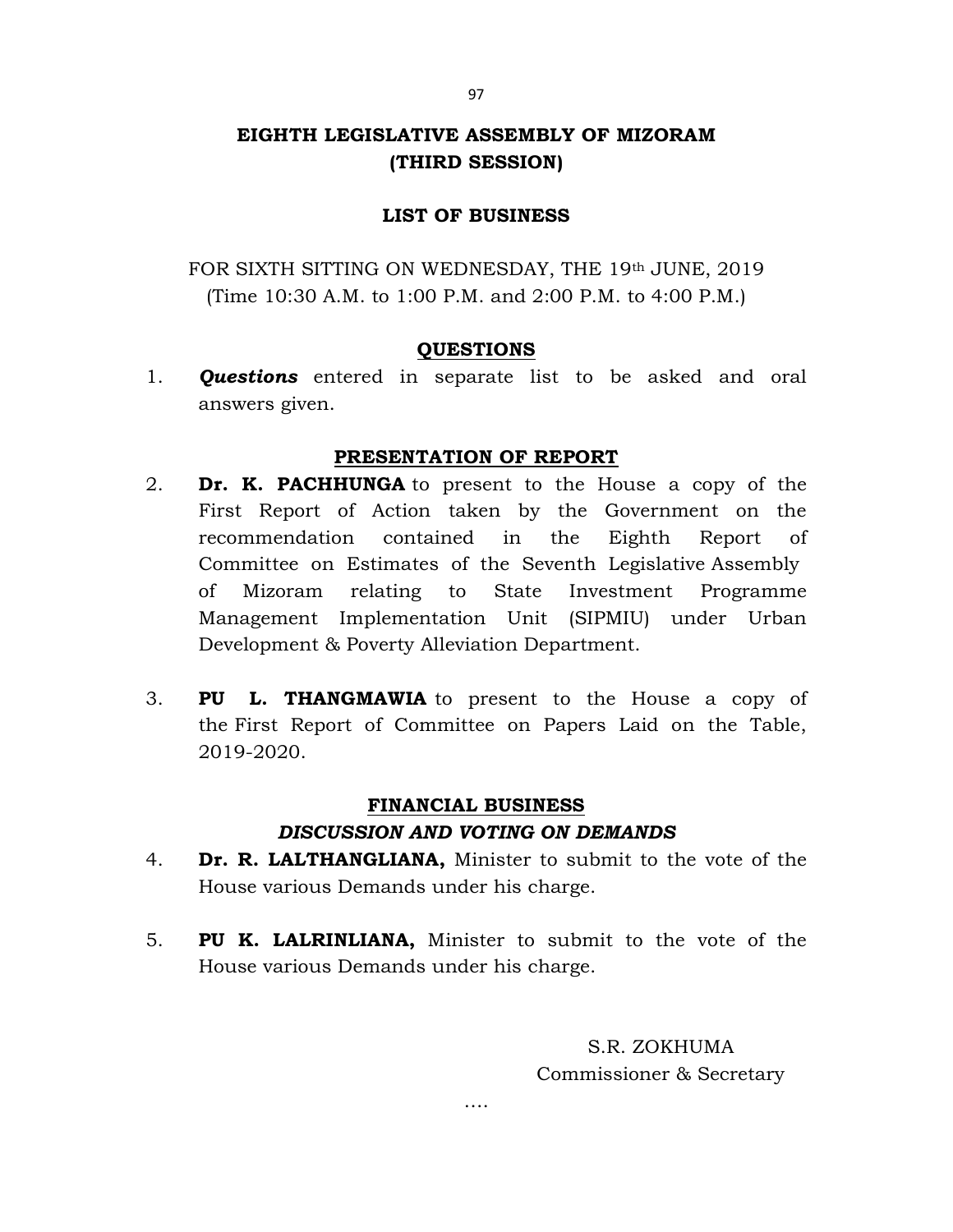# EIGHTH LEGISLATIVE ASSEMBLY OF MIZORAM
## (THIRD SESSION)

### LIST OF BUSINESS

FOR SIXTH SITTING ON WEDNESDAY, THE 19th JUNE, 2019
(Time 10:30 A.M. to 1:00 P.M. and 2:00 P.M. to 4:00 P.M.)

### QUESTIONS

1. ***Questions*** entered in separate list to be asked and oral answers given.

### PRESENTATION OF REPORT

2. **Dr. K. PACHHUNGA** to present to the House a copy of the First Report of Action taken by the Government on the recommendation contained in the Eighth Report of Committee on Estimates of the Seventh Legislative Assembly of Mizoram relating to State Investment Programme Management Implementation Unit (SIPMIU) under Urban Development & Poverty Alleviation Department.

3. **PU L. THANGMAWIA** to present to the House a copy of the First Report of Committee on Papers Laid on the Table, 2019-2020.

### FINANCIAL BUSINESS

***DISCUSSION AND VOTING ON DEMANDS***

4. **Dr. R. LALTHANGLIANA,** Minister to submit to the vote of the House various Demands under his charge.

5. **PU K. LALRINLIANA,** Minister to submit to the vote of the House various Demands under his charge.

S.R. ZOKHUMA
Commissioner & Secretary

....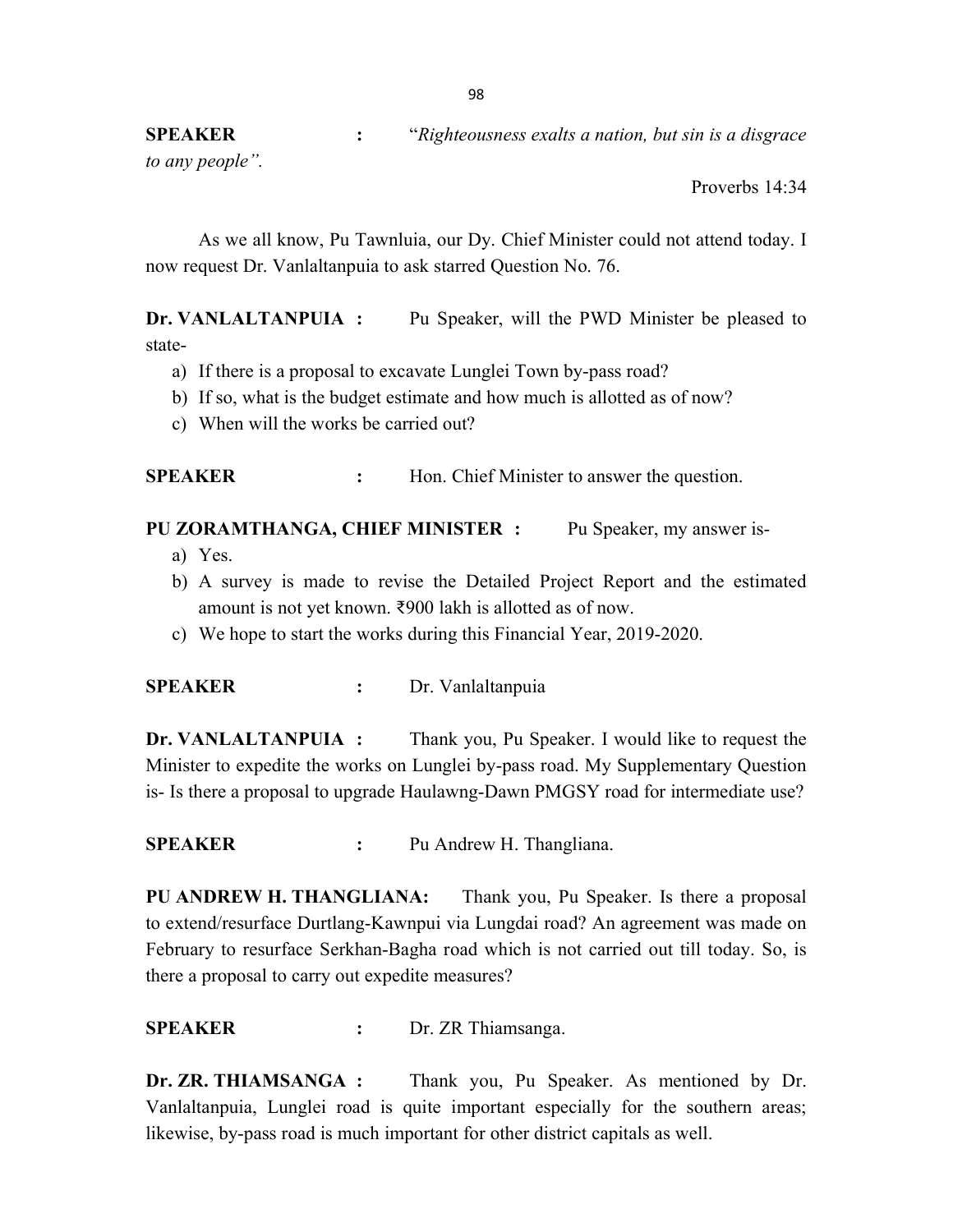**SPEAKER** : "*Righteousness exalts a nation, but sin is a disgrace to any people*".

Proverbs 14:34

As we all know, Pu Tawnluia, our Dy. Chief Minister could not attend today. I now request Dr. Vanlaltanpuia to ask starred Question No. 76.

**Dr. VANLALTANPUIA :** Pu Speaker, will the PWD Minister be pleased to state-

a) If there is a proposal to excavate Lunglei Town by-pass road?
b) If so, what is the budget estimate and how much is allotted as of now?
c) When will the works be carried out?

**SPEAKER** : Hon. Chief Minister to answer the question.

**PU ZORAMTHANGA, CHIEF MINISTER :** Pu Speaker, my answer is-

a) Yes.
b) A survey is made to revise the Detailed Project Report and the estimated amount is not yet known. ₹900 lakh is allotted as of now.
c) We hope to start the works during this Financial Year, 2019-2020.

**SPEAKER** : Dr. Vanlaltanpuia

**Dr. VANLALTANPUIA :** Thank you, Pu Speaker. I would like to request the Minister to expedite the works on Lunglei by-pass road. My Supplementary Question is- Is there a proposal to upgrade Haulawng-Dawn PMGSY road for intermediate use?

**SPEAKER** : Pu Andrew H. Thangliana.

**PU ANDREW H. THANGLIANA:** Thank you, Pu Speaker. Is there a proposal to extend/resurface Durtlang-Kawnpui via Lungdai road? An agreement was made on February to resurface Serkhan-Bagha road which is not carried out till today. So, is there a proposal to carry out expedite measures?

**SPEAKER** : Dr. ZR Thiamsanga.

**Dr. ZR. THIAMSANGA :** Thank you, Pu Speaker. As mentioned by Dr. Vanlaltanpuia, Lunglei road is quite important especially for the southern areas; likewise, by-pass road is much important for other district capitals as well.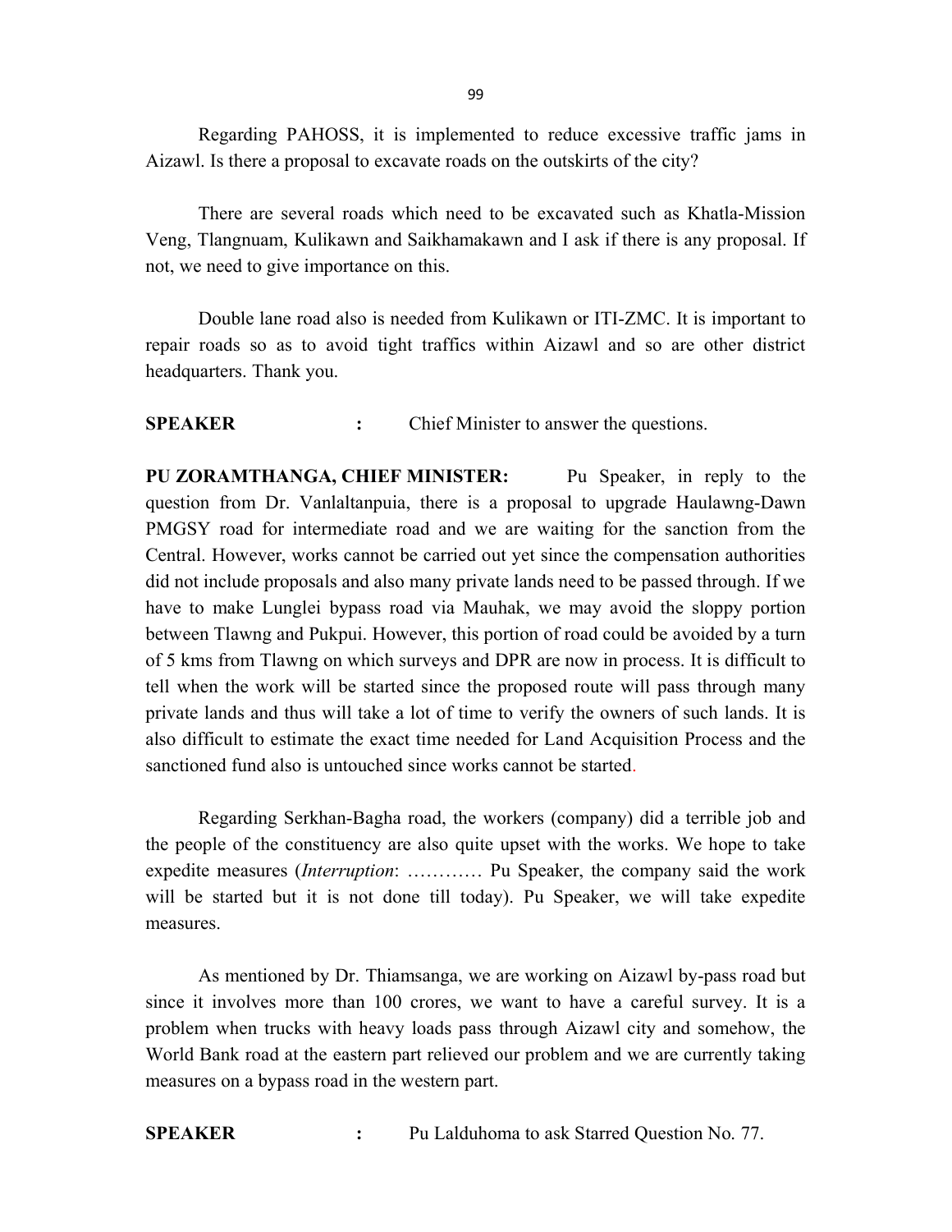Regarding PAHOSS, it is implemented to reduce excessive traffic jams in Aizawl. Is there a proposal to excavate roads on the outskirts of the city?

There are several roads which need to be excavated such as Khatla-Mission Veng, Tlangnuam, Kulikawn and Saikhamakawn and I ask if there is any proposal. If not, we need to give importance on this.

Double lane road also is needed from Kulikawn or ITI-ZMC. It is important to repair roads so as to avoid tight traffics within Aizawl and so are other district headquarters. Thank you.

**SPEAKER** : Chief Minister to answer the questions.

**PU ZORAMTHANGA, CHIEF MINISTER:** Pu Speaker, in reply to the question from Dr. Vanlaltanpuia, there is a proposal to upgrade Haulawng-Dawn PMGSY road for intermediate road and we are waiting for the sanction from the Central. However, works cannot be carried out yet since the compensation authorities did not include proposals and also many private lands need to be passed through. If we have to make Lunglei bypass road via Mauhak, we may avoid the sloppy portion between Tlawng and Pukpui. However, this portion of road could be avoided by a turn of 5 kms from Tlawng on which surveys and DPR are now in process. It is difficult to tell when the work will be started since the proposed route will pass through many private lands and thus will take a lot of time to verify the owners of such lands. It is also difficult to estimate the exact time needed for Land Acquisition Process and the sanctioned fund also is untouched since works cannot be started.

Regarding Serkhan-Bagha road, the workers (company) did a terrible job and the people of the constituency are also quite upset with the works. We hope to take expedite measures (*Interruption*: ………… Pu Speaker, the company said the work will be started but it is not done till today). Pu Speaker, we will take expedite measures.

As mentioned by Dr. Thiamsanga, we are working on Aizawl by-pass road but since it involves more than 100 crores, we want to have a careful survey. It is a problem when trucks with heavy loads pass through Aizawl city and somehow, the World Bank road at the eastern part relieved our problem and we are currently taking measures on a bypass road in the western part.

**SPEAKER** : Pu Lalduhoma to ask Starred Question No. 77.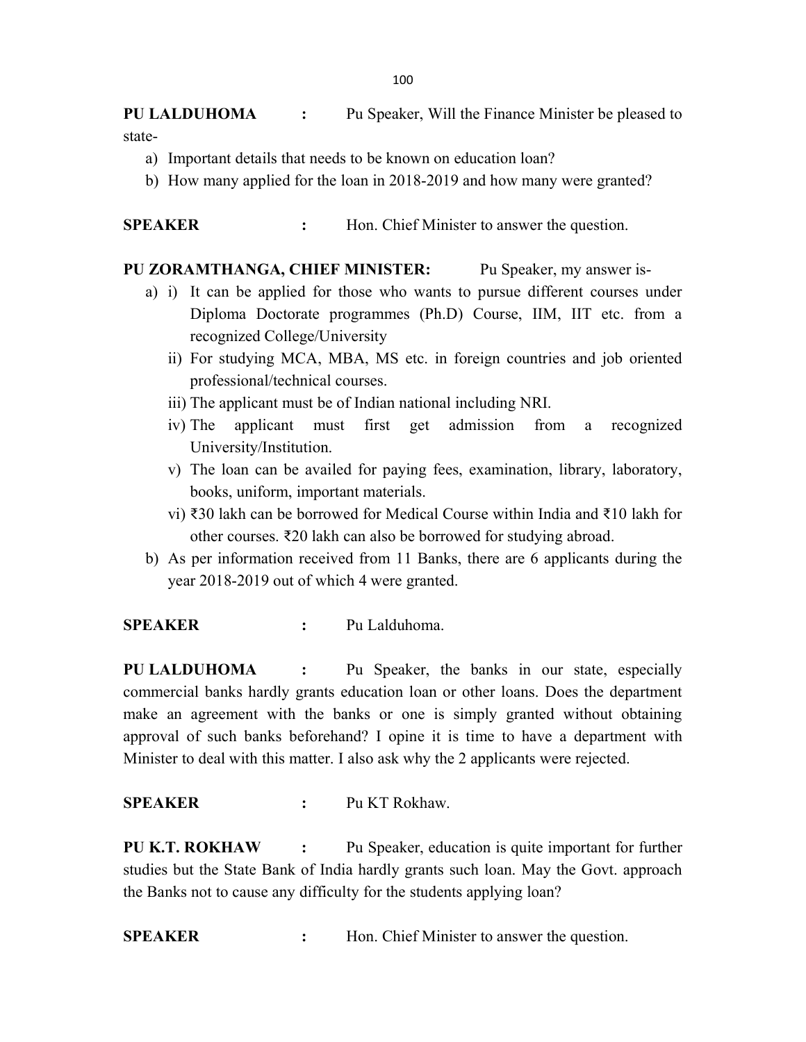**PU LALDUHOMA :** Pu Speaker, Will the Finance Minister be pleased to state-

a) Important details that needs to be known on education loan?
b) How many applied for the loan in 2018-2019 and how many were granted?

**SPEAKER :** Hon. Chief Minister to answer the question.

**PU ZORAMTHANGA, CHIEF MINISTER:** Pu Speaker, my answer is-

a) i) It can be applied for those who wants to pursue different courses under Diploma Doctorate programmes (Ph.D) Course, IIM, IIT etc. from a recognized College/University
   ii) For studying MCA, MBA, MS etc. in foreign countries and job oriented professional/technical courses.
   iii) The applicant must be of Indian national including NRI.
   iv) The applicant must first get admission from a recognized University/Institution.
   v) The loan can be availed for paying fees, examination, library, laboratory, books, uniform, important materials.
   vi) ₹30 lakh can be borrowed for Medical Course within India and ₹10 lakh for other courses. ₹20 lakh can also be borrowed for studying abroad.

b) As per information received from 11 Banks, there are 6 applicants during the year 2018-2019 out of which 4 were granted.

**SPEAKER :** Pu Lalduhoma.

**PU LALDUHOMA :** Pu Speaker, the banks in our state, especially commercial banks hardly grants education loan or other loans. Does the department make an agreement with the banks or one is simply granted without obtaining approval of such banks beforehand? I opine it is time to have a department with Minister to deal with this matter. I also ask why the 2 applicants were rejected.

**SPEAKER :** Pu KT Rokhaw.

**PU K.T. ROKHAW :** Pu Speaker, education is quite important for further studies but the State Bank of India hardly grants such loan. May the Govt. approach the Banks not to cause any difficulty for the students applying loan?

**SPEAKER :** Hon. Chief Minister to answer the question.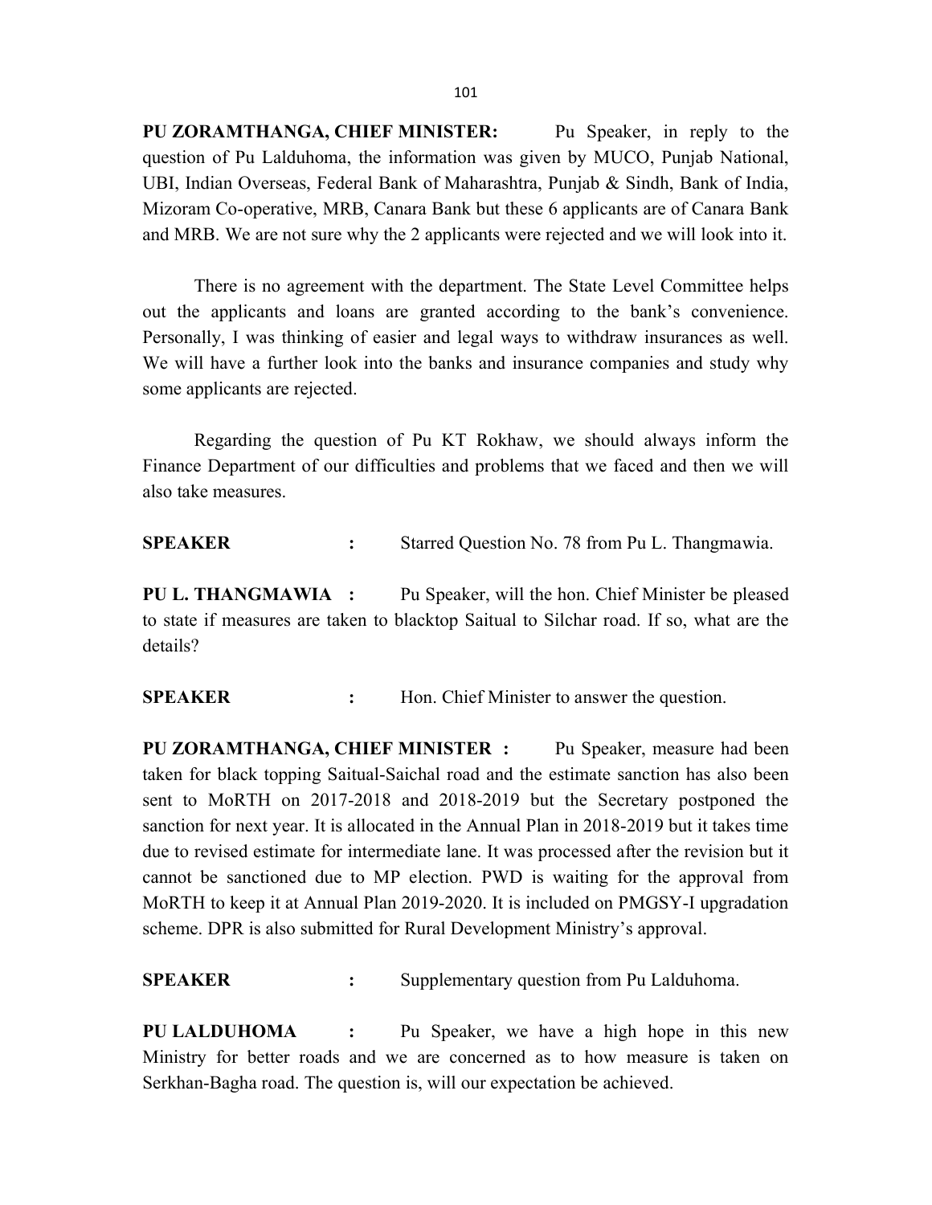**PU ZORAMTHANGA, CHIEF MINISTER:** Pu Speaker, in reply to the question of Pu Lalduhoma, the information was given by MUCO, Punjab National, UBI, Indian Overseas, Federal Bank of Maharashtra, Punjab & Sindh, Bank of India, Mizoram Co-operative, MRB, Canara Bank but these 6 applicants are of Canara Bank and MRB. We are not sure why the 2 applicants were rejected and we will look into it.

There is no agreement with the department. The State Level Committee helps out the applicants and loans are granted according to the bank's convenience. Personally, I was thinking of easier and legal ways to withdraw insurances as well. We will have a further look into the banks and insurance companies and study why some applicants are rejected.

Regarding the question of Pu KT Rokhaw, we should always inform the Finance Department of our difficulties and problems that we faced and then we will also take measures.

**SPEAKER :** Starred Question No. 78 from Pu L. Thangmawia.

**PU L. THANGMAWIA :** Pu Speaker, will the hon. Chief Minister be pleased to state if measures are taken to blacktop Saitual to Silchar road. If so, what are the details?

**SPEAKER :** Hon. Chief Minister to answer the question.

**PU ZORAMTHANGA, CHIEF MINISTER :** Pu Speaker, measure had been taken for black topping Saitual-Saichal road and the estimate sanction has also been sent to MoRTH on 2017-2018 and 2018-2019 but the Secretary postponed the sanction for next year. It is allocated in the Annual Plan in 2018-2019 but it takes time due to revised estimate for intermediate lane. It was processed after the revision but it cannot be sanctioned due to MP election. PWD is waiting for the approval from MoRTH to keep it at Annual Plan 2019-2020. It is included on PMGSY-I upgradation scheme. DPR is also submitted for Rural Development Ministry's approval.

**SPEAKER :** Supplementary question from Pu Lalduhoma.

**PU LALDUHOMA :** Pu Speaker, we have a high hope in this new Ministry for better roads and we are concerned as to how measure is taken on Serkhan-Bagha road. The question is, will our expectation be achieved.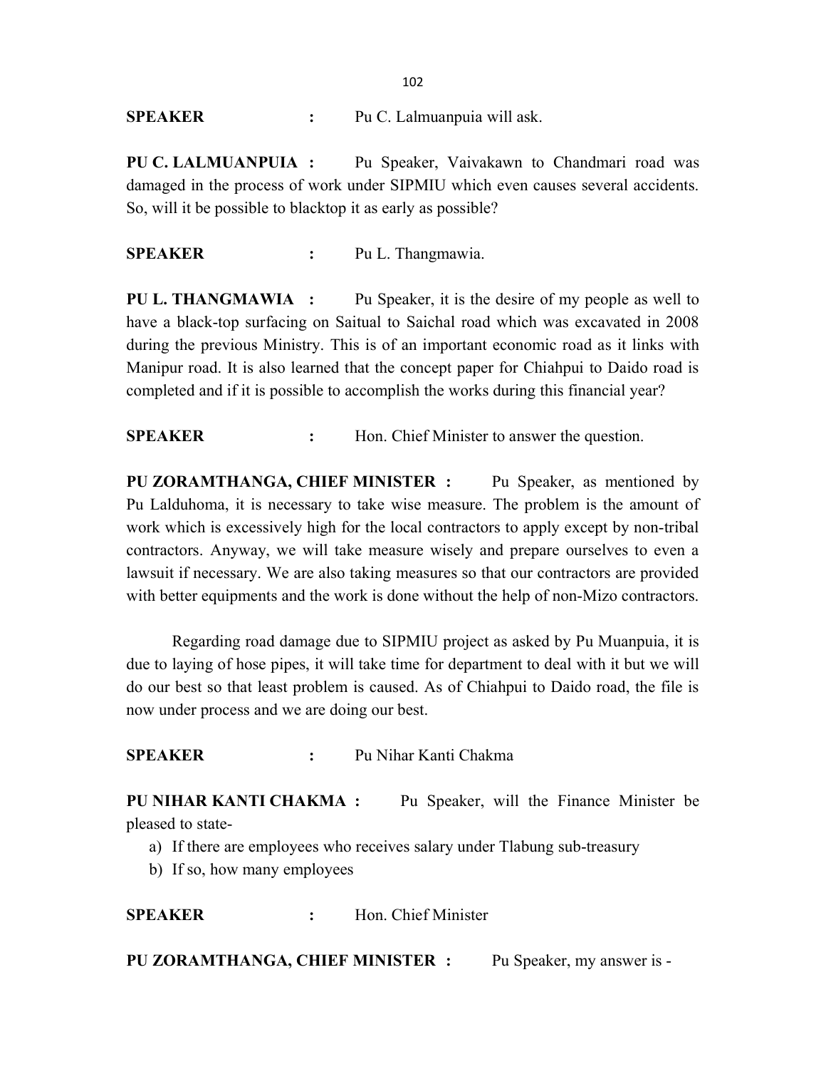**SPEAKER :** Pu C. Lalmuanpuia will ask.

**PU C. LALMUANPUIA :** Pu Speaker, Vaivakawn to Chandmari road was damaged in the process of work under SIPMIU which even causes several accidents. So, will it be possible to blacktop it as early as possible?

**SPEAKER :** Pu L. Thangmawia.

**PU L. THANGMAWIA :** Pu Speaker, it is the desire of my people as well to have a black-top surfacing on Saitual to Saichal road which was excavated in 2008 during the previous Ministry. This is of an important economic road as it links with Manipur road. It is also learned that the concept paper for Chiahpui to Daido road is completed and if it is possible to accomplish the works during this financial year?

**SPEAKER :** Hon. Chief Minister to answer the question.

**PU ZORAMTHANGA, CHIEF MINISTER :** Pu Speaker, as mentioned by Pu Lalduhoma, it is necessary to take wise measure. The problem is the amount of work which is excessively high for the local contractors to apply except by non-tribal contractors. Anyway, we will take measure wisely and prepare ourselves to even a lawsuit if necessary. We are also taking measures so that our contractors are provided with better equipments and the work is done without the help of non-Mizo contractors.

Regarding road damage due to SIPMIU project as asked by Pu Muanpuia, it is due to laying of hose pipes, it will take time for department to deal with it but we will do our best so that least problem is caused. As of Chiahpui to Daido road, the file is now under process and we are doing our best.

**SPEAKER :** Pu Nihar Kanti Chakma

**PU NIHAR KANTI CHAKMA :** Pu Speaker, will the Finance Minister be pleased to state-

a) If there are employees who receives salary under Tlabung sub-treasury
b) If so, how many employees

**SPEAKER :** Hon. Chief Minister

**PU ZORAMTHANGA, CHIEF MINISTER :** Pu Speaker, my answer is -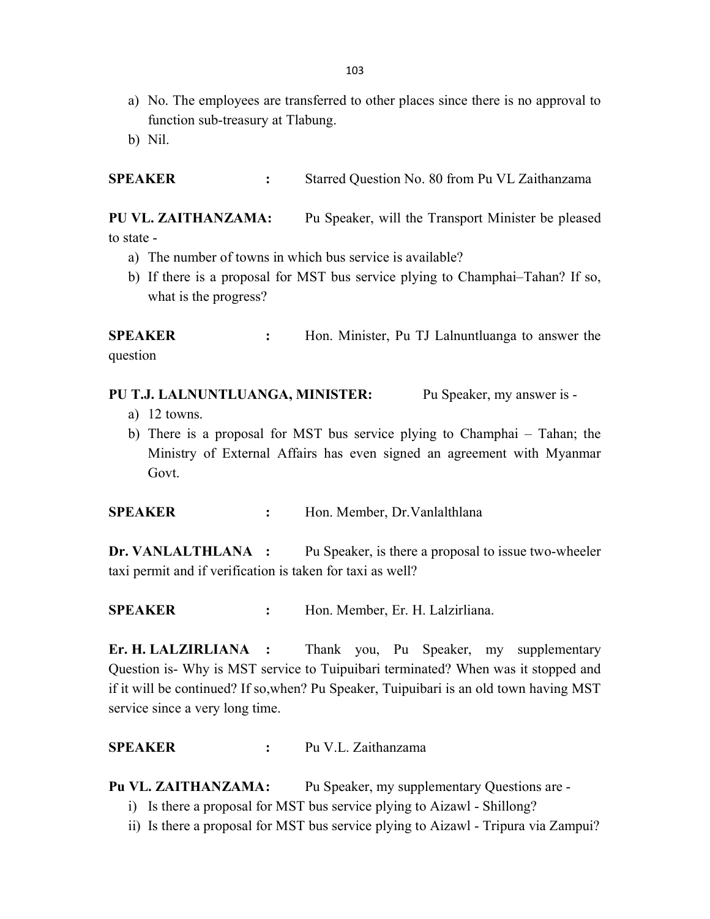a) No. The employees are transferred to other places since there is no approval to function sub-treasury at Tlabung.
b) Nil.

**SPEAKER** : Starred Question No. 80 from Pu VL Zaithanzama

**PU VL. ZAITHANZAMA:** Pu Speaker, will the Transport Minister be pleased to state -

a) The number of towns in which bus service is available?
b) If there is a proposal for MST bus service plying to Champhai–Tahan? If so, what is the progress?

**SPEAKER** : Hon. Minister, Pu TJ Lalnuntluanga to answer the question

**PU T.J. LALNUNTLUANGA, MINISTER:** Pu Speaker, my answer is -

a) 12 towns.
b) There is a proposal for MST bus service plying to Champhai – Tahan; the Ministry of External Affairs has even signed an agreement with Myanmar Govt.

**SPEAKER** : Hon. Member, Dr.Vanlalthlana

**Dr. VANLALTHLANA :** Pu Speaker, is there a proposal to issue two-wheeler taxi permit and if verification is taken for taxi as well?

**SPEAKER** : Hon. Member, Er. H. Lalzirliana.

**Er. H. LALZIRLIANA :** Thank you, Pu Speaker, my supplementary Question is- Why is MST service to Tuipuibari terminated? When was it stopped and if it will be continued? If so,when? Pu Speaker, Tuipuibari is an old town having MST service since a very long time.

**SPEAKER** : Pu V.L. Zaithanzama

**Pu VL. ZAITHANZAMA:** Pu Speaker, my supplementary Questions are -

i) Is there a proposal for MST bus service plying to Aizawl - Shillong?
ii) Is there a proposal for MST bus service plying to Aizawl - Tripura via Zampui?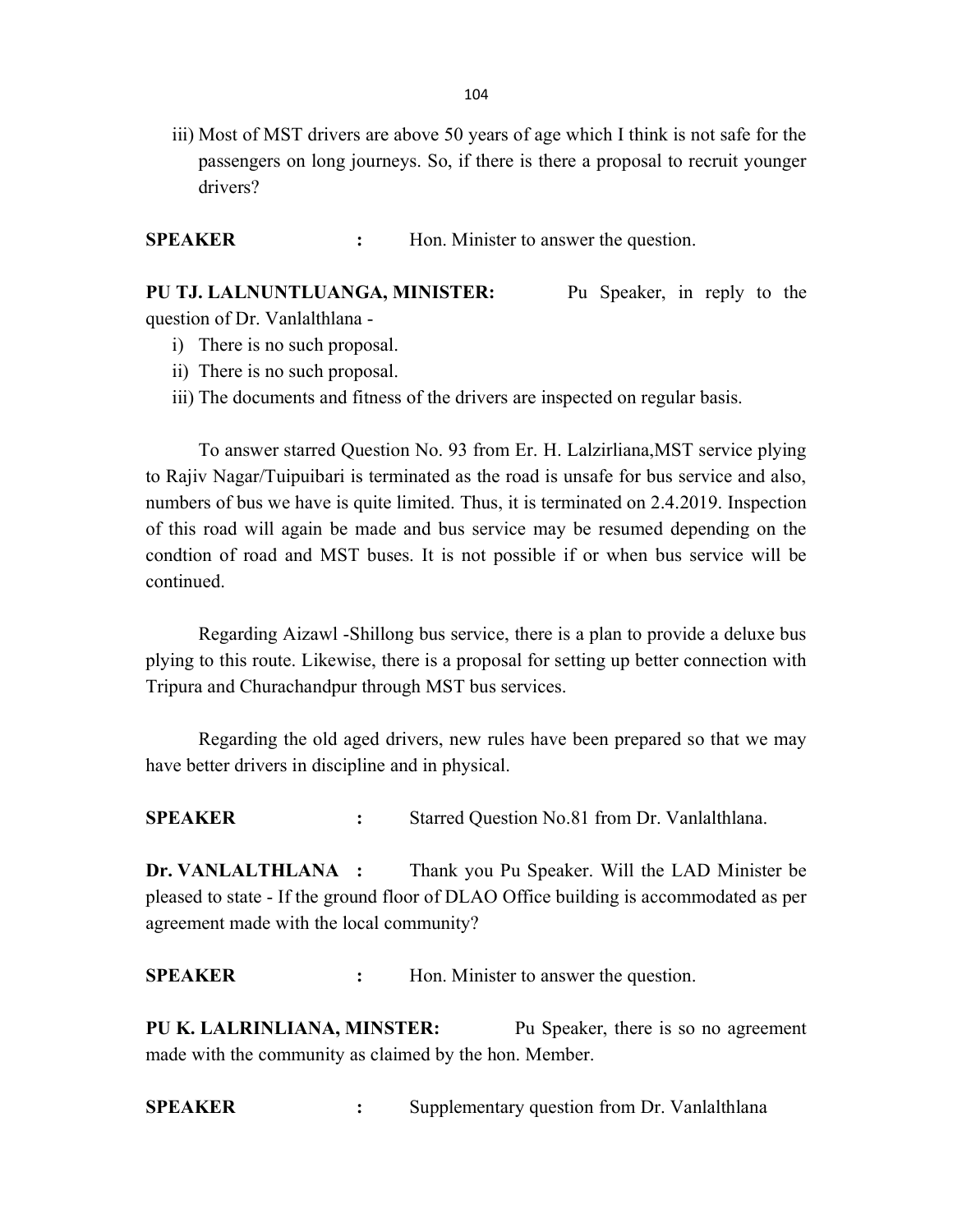iii) Most of MST drivers are above 50 years of age which I think is not safe for the passengers on long journeys. So, if there is there a proposal to recruit younger drivers?

**SPEAKER** : Hon. Minister to answer the question.

**PU TJ. LALNUNTLUANGA, MINISTER:** Pu Speaker, in reply to the question of Dr. Vanlalthlana -

i) There is no such proposal.
ii) There is no such proposal.
iii) The documents and fitness of the drivers are inspected on regular basis.

To answer starred Question No. 93 from Er. H. Lalzirliana,MST service plying to Rajiv Nagar/Tuipuibari is terminated as the road is unsafe for bus service and also, numbers of bus we have is quite limited. Thus, it is terminated on 2.4.2019. Inspection of this road will again be made and bus service may be resumed depending on the condtion of road and MST buses. It is not possible if or when bus service will be continued.

Regarding Aizawl -Shillong bus service, there is a plan to provide a deluxe bus plying to this route. Likewise, there is a proposal for setting up better connection with Tripura and Churachandpur through MST bus services.

Regarding the old aged drivers, new rules have been prepared so that we may have better drivers in discipline and in physical.

**SPEAKER** : Starred Question No.81 from Dr. Vanlalthlana.

**Dr. VANLALTHLANA :** Thank you Pu Speaker. Will the LAD Minister be pleased to state - If the ground floor of DLAO Office building is accommodated as per agreement made with the local community?

**SPEAKER** : Hon. Minister to answer the question.

**PU K. LALRINLIANA, MINSTER:** Pu Speaker, there is so no agreement made with the community as claimed by the hon. Member.

**SPEAKER** : Supplementary question from Dr. Vanlalthlana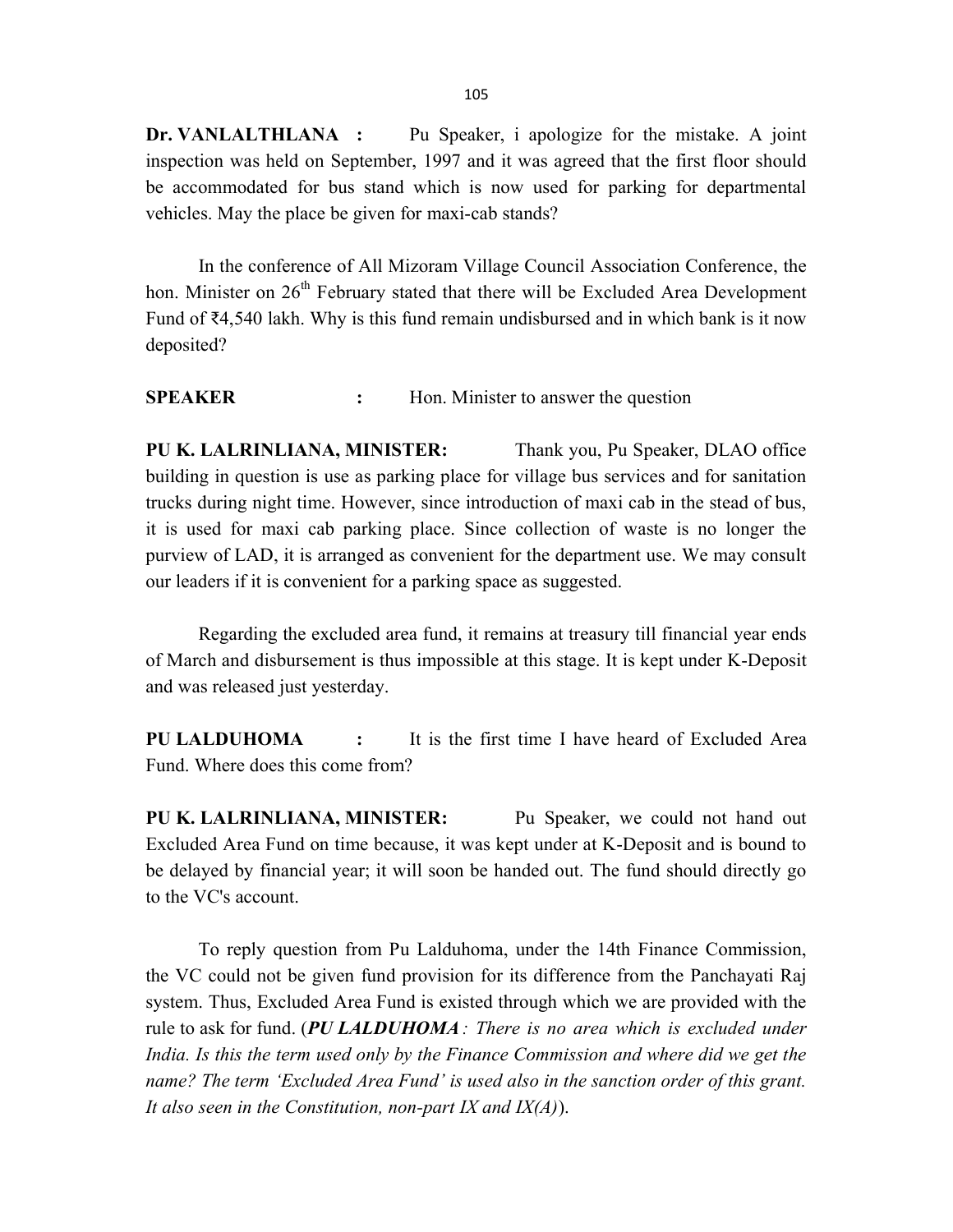**Dr. VANLALTHLANA :** Pu Speaker, i apologize for the mistake. A joint inspection was held on September, 1997 and it was agreed that the first floor should be accommodated for bus stand which is now used for parking for departmental vehicles. May the place be given for maxi-cab stands?

In the conference of All Mizoram Village Council Association Conference, the hon. Minister on 26th February stated that there will be Excluded Area Development Fund of ₹4,540 lakh. Why is this fund remain undisbursed and in which bank is it now deposited?

**SPEAKER :** Hon. Minister to answer the question

**PU K. LALRINLIANA, MINISTER:** Thank you, Pu Speaker, DLAO office building in question is use as parking place for village bus services and for sanitation trucks during night time. However, since introduction of maxi cab in the stead of bus, it is used for maxi cab parking place. Since collection of waste is no longer the purview of LAD, it is arranged as convenient for the department use. We may consult our leaders if it is convenient for a parking space as suggested.

Regarding the excluded area fund, it remains at treasury till financial year ends of March and disbursement is thus impossible at this stage. It is kept under K-Deposit and was released just yesterday.

**PU LALDUHOMA :** It is the first time I have heard of Excluded Area Fund. Where does this come from?

**PU K. LALRINLIANA, MINISTER:** Pu Speaker, we could not hand out Excluded Area Fund on time because, it was kept under at K-Deposit and is bound to be delayed by financial year; it will soon be handed out. The fund should directly go to the VC's account.

To reply question from Pu Lalduhoma, under the 14th Finance Commission, the VC could not be given fund provision for its difference from the Panchayati Raj system. Thus, Excluded Area Fund is existed through which we are provided with the rule to ask for fund. (***PU LALDUHOMA****: There is no area which is excluded under India. Is this the term used only by the Finance Commission and where did we get the name? The term 'Excluded Area Fund' is used also in the sanction order of this grant. It also seen in the Constitution, non-part IX and IX(A)*).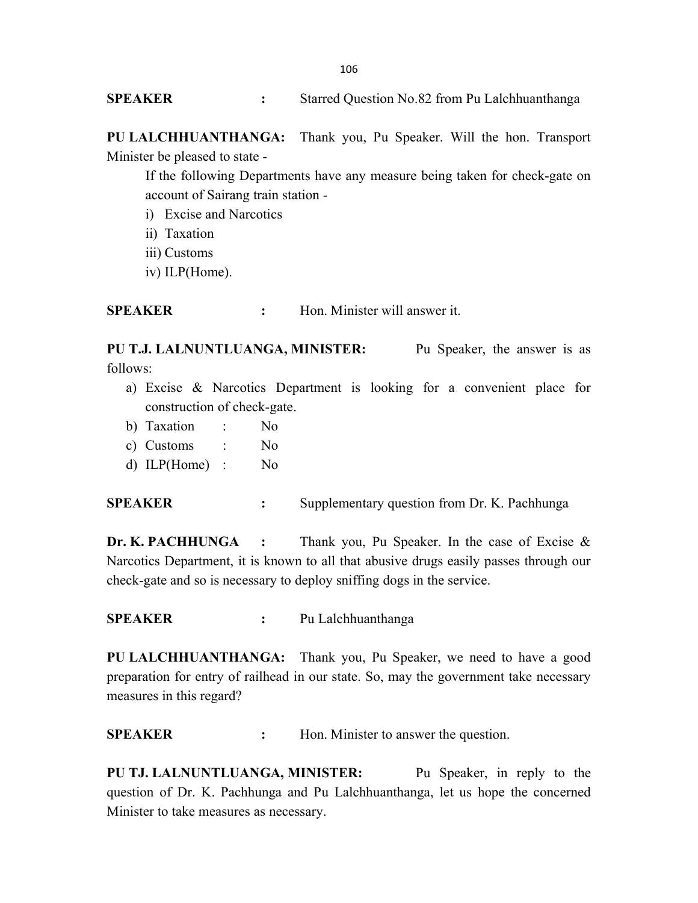**SPEAKER** **:** Starred Question No.82 from Pu Lalchhuanthanga

**PU LALCHHUANTHANGA:** Thank you, Pu Speaker. Will the hon. Transport Minister be pleased to state -

If the following Departments have any measure being taken for check-gate on account of Sairang train station -

i) Excise and Narcotics
ii) Taxation
iii) Customs
iv) ILP(Home).

**SPEAKER** **:** Hon. Minister will answer it.

**PU T.J. LALNUNTLUANGA, MINISTER:** Pu Speaker, the answer is as follows:

a) Excise & Narcotics Department is looking for a convenient place for construction of check-gate.
b) Taxation : No
c) Customs : No
d) ILP(Home) : No

**SPEAKER** **:** Supplementary question from Dr. K. Pachhunga

**Dr. K. PACHHUNGA** **:** Thank you, Pu Speaker. In the case of Excise & Narcotics Department, it is known to all that abusive drugs easily passes through our check-gate and so is necessary to deploy sniffing dogs in the service.

**SPEAKER** **:** Pu Lalchhuanthanga

**PU LALCHHUANTHANGA:** Thank you, Pu Speaker, we need to have a good preparation for entry of railhead in our state. So, may the government take necessary measures in this regard?

**SPEAKER** **:** Hon. Minister to answer the question.

**PU TJ. LALNUNTLUANGA, MINISTER:** Pu Speaker, in reply to the question of Dr. K. Pachhunga and Pu Lalchhuanthanga, let us hope the concerned Minister to take measures as necessary.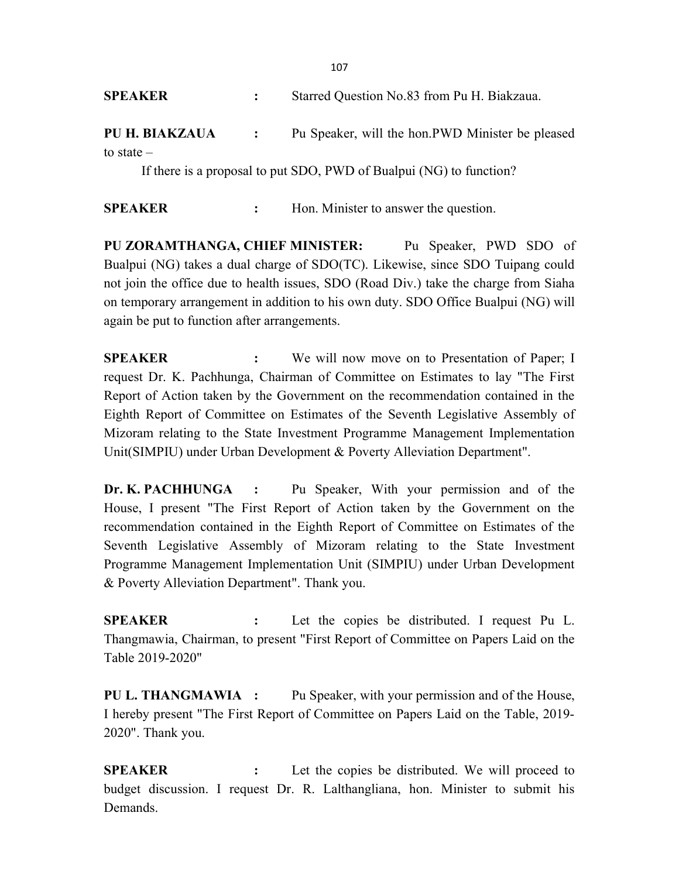**SPEAKER** : Starred Question No.83 from Pu H. Biakzaua.

**PU H. BIAKZAUA** : Pu Speaker, will the hon.PWD Minister be pleased to state –

If there is a proposal to put SDO, PWD of Bualpui (NG) to function?

**SPEAKER** : Hon. Minister to answer the question.

**PU ZORAMTHANGA, CHIEF MINISTER:** Pu Speaker, PWD SDO of Bualpui (NG) takes a dual charge of SDO(TC). Likewise, since SDO Tuipang could not join the office due to health issues, SDO (Road Div.) take the charge from Siaha on temporary arrangement in addition to his own duty. SDO Office Bualpui (NG) will again be put to function after arrangements.

**SPEAKER** : We will now move on to Presentation of Paper; I request Dr. K. Pachhunga, Chairman of Committee on Estimates to lay "The First Report of Action taken by the Government on the recommendation contained in the Eighth Report of Committee on Estimates of the Seventh Legislative Assembly of Mizoram relating to the State Investment Programme Management Implementation Unit(SIMPIU) under Urban Development & Poverty Alleviation Department".

**Dr. K. PACHHUNGA** : Pu Speaker, With your permission and of the House, I present "The First Report of Action taken by the Government on the recommendation contained in the Eighth Report of Committee on Estimates of the Seventh Legislative Assembly of Mizoram relating to the State Investment Programme Management Implementation Unit (SIMPIU) under Urban Development & Poverty Alleviation Department". Thank you.

**SPEAKER** : Let the copies be distributed. I request Pu L. Thangmawia, Chairman, to present "First Report of Committee on Papers Laid on the Table 2019-2020"

**PU L. THANGMAWIA** : Pu Speaker, with your permission and of the House, I hereby present "The First Report of Committee on Papers Laid on the Table, 2019-2020". Thank you.

**SPEAKER** : Let the copies be distributed. We will proceed to budget discussion. I request Dr. R. Lalthangliana, hon. Minister to submit his Demands.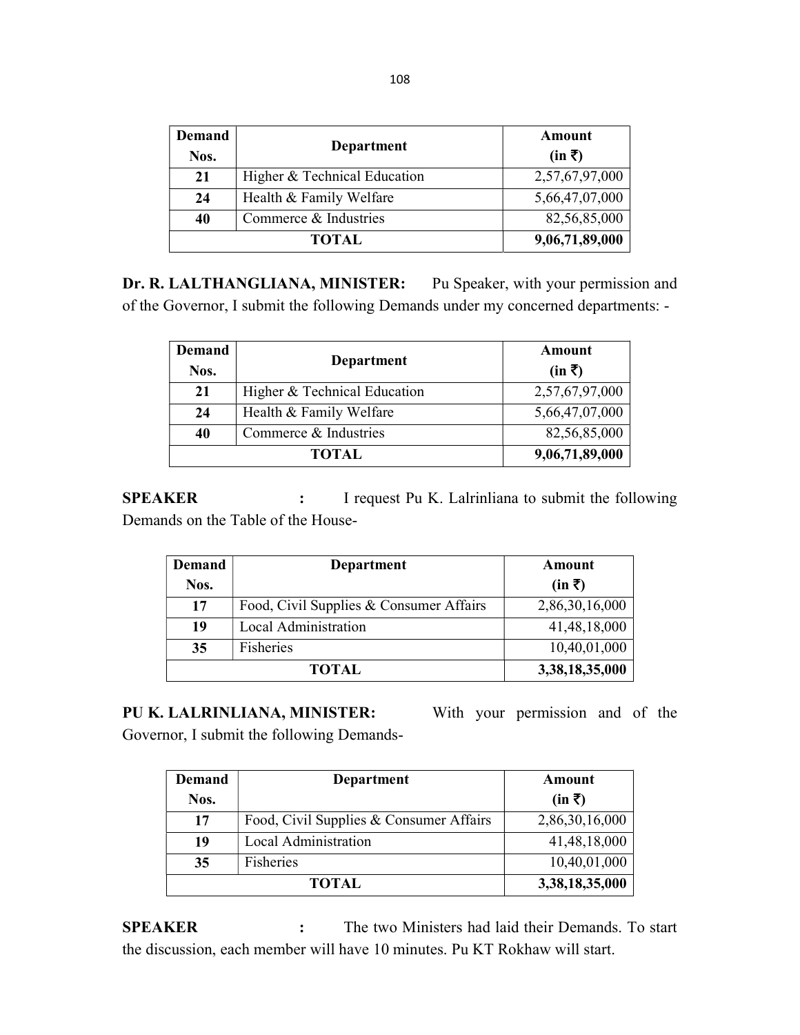| Demand Nos. | Department | Amount (in ₹) |
|---|---|---|
| 21 | Higher & Technical Education | 2,57,67,97,000 |
| 24 | Health & Family Welfare | 5,66,47,07,000 |
| 40 | Commerce & Industries | 82,56,85,000 |
| **TOTAL** | | **9,06,71,89,000** |

**Dr. R. LALTHANGLIANA, MINISTER:** Pu Speaker, with your permission and of the Governor, I submit the following Demands under my concerned departments: -

| Demand Nos. | Department | Amount (in ₹) |
|---|---|---|
| 21 | Higher & Technical Education | 2,57,67,97,000 |
| 24 | Health & Family Welfare | 5,66,47,07,000 |
| 40 | Commerce & Industries | 82,56,85,000 |
| **TOTAL** | | **9,06,71,89,000** |

**SPEAKER :** I request Pu K. Lalrinliana to submit the following Demands on the Table of the House-

| Demand Nos. | Department | Amount (in ₹) |
|---|---|---|
| 17 | Food, Civil Supplies & Consumer Affairs | 2,86,30,16,000 |
| 19 | Local Administration | 41,48,18,000 |
| 35 | Fisheries | 10,40,01,000 |
| **TOTAL** | | **3,38,18,35,000** |

**PU K. LALRINLIANA, MINISTER:** With your permission and of the Governor, I submit the following Demands-

| Demand Nos. | Department | Amount (in ₹) |
|---|---|---|
| 17 | Food, Civil Supplies & Consumer Affairs | 2,86,30,16,000 |
| 19 | Local Administration | 41,48,18,000 |
| 35 | Fisheries | 10,40,01,000 |
| **TOTAL** | | **3,38,18,35,000** |

**SPEAKER :** The two Ministers had laid their Demands. To start the discussion, each member will have 10 minutes. Pu KT Rokhaw will start.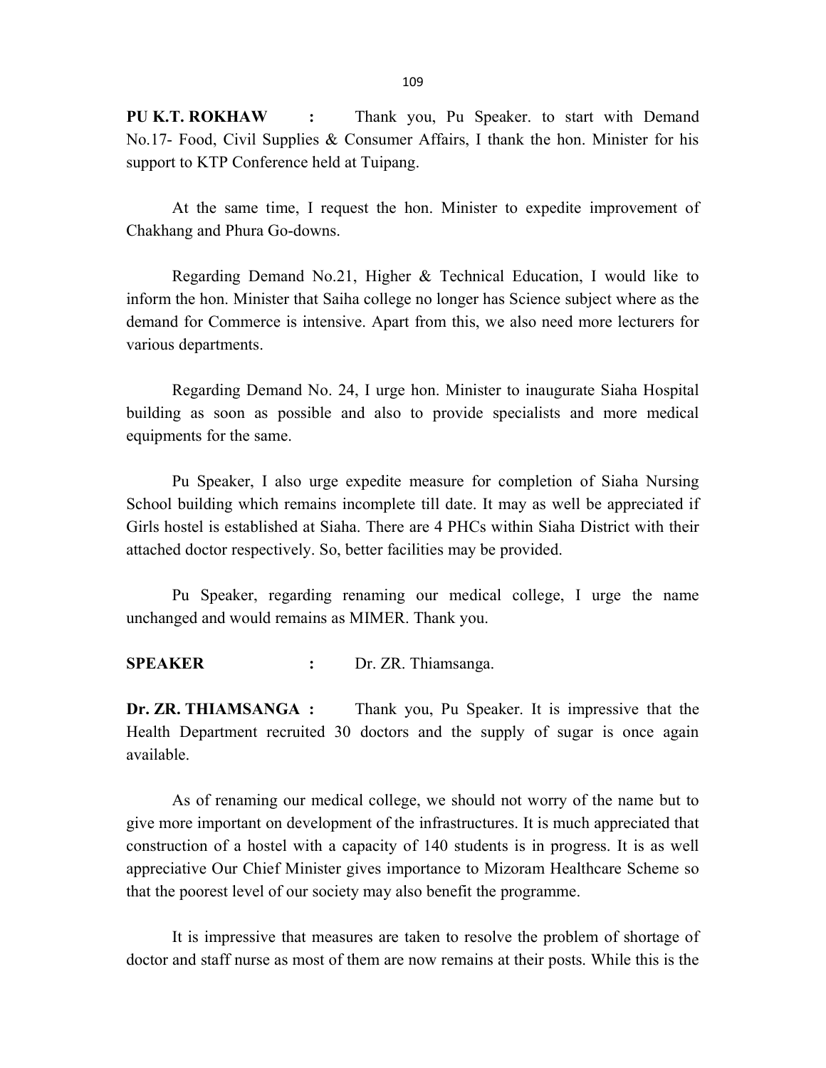**PU K.T. ROKHAW :** Thank you, Pu Speaker. to start with Demand No.17- Food, Civil Supplies & Consumer Affairs, I thank the hon. Minister for his support to KTP Conference held at Tuipang.

At the same time, I request the hon. Minister to expedite improvement of Chakhang and Phura Go-downs.

Regarding Demand No.21, Higher & Technical Education, I would like to inform the hon. Minister that Saiha college no longer has Science subject where as the demand for Commerce is intensive. Apart from this, we also need more lecturers for various departments.

Regarding Demand No. 24, I urge hon. Minister to inaugurate Siaha Hospital building as soon as possible and also to provide specialists and more medical equipments for the same.

Pu Speaker, I also urge expedite measure for completion of Siaha Nursing School building which remains incomplete till date. It may as well be appreciated if Girls hostel is established at Siaha. There are 4 PHCs within Siaha District with their attached doctor respectively. So, better facilities may be provided.

Pu Speaker, regarding renaming our medical college, I urge the name unchanged and would remains as MIMER. Thank you.

**SPEAKER :** Dr. ZR. Thiamsanga.

**Dr. ZR. THIAMSANGA :** Thank you, Pu Speaker. It is impressive that the Health Department recruited 30 doctors and the supply of sugar is once again available.

As of renaming our medical college, we should not worry of the name but to give more important on development of the infrastructures. It is much appreciated that construction of a hostel with a capacity of 140 students is in progress. It is as well appreciative Our Chief Minister gives importance to Mizoram Healthcare Scheme so that the poorest level of our society may also benefit the programme.

It is impressive that measures are taken to resolve the problem of shortage of doctor and staff nurse as most of them are now remains at their posts. While this is the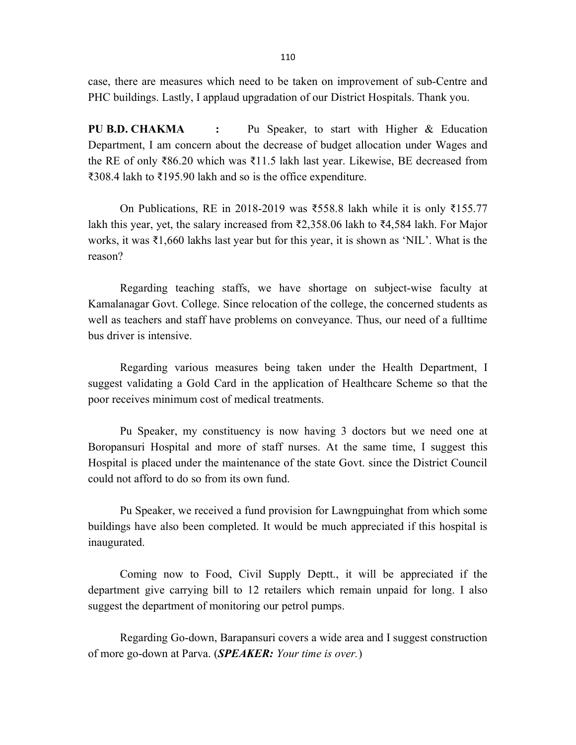case, there are measures which need to be taken on improvement of sub-Centre and PHC buildings. Lastly, I applaud upgradation of our District Hospitals. Thank you.

**PU B.D. CHAKMA :** Pu Speaker, to start with Higher & Education Department, I am concern about the decrease of budget allocation under Wages and the RE of only ₹86.20 which was ₹11.5 lakh last year. Likewise, BE decreased from ₹308.4 lakh to ₹195.90 lakh and so is the office expenditure.

On Publications, RE in 2018-2019 was ₹558.8 lakh while it is only ₹155.77 lakh this year, yet, the salary increased from ₹2,358.06 lakh to ₹4,584 lakh. For Major works, it was ₹1,660 lakhs last year but for this year, it is shown as 'NIL'. What is the reason?

Regarding teaching staffs, we have shortage on subject-wise faculty at Kamalanagar Govt. College. Since relocation of the college, the concerned students as well as teachers and staff have problems on conveyance. Thus, our need of a fulltime bus driver is intensive.

Regarding various measures being taken under the Health Department, I suggest validating a Gold Card in the application of Healthcare Scheme so that the poor receives minimum cost of medical treatments.

Pu Speaker, my constituency is now having 3 doctors but we need one at Boropansuri Hospital and more of staff nurses. At the same time, I suggest this Hospital is placed under the maintenance of the state Govt. since the District Council could not afford to do so from its own fund.

Pu Speaker, we received a fund provision for Lawngpuinghat from which some buildings have also been completed. It would be much appreciated if this hospital is inaugurated.

Coming now to Food, Civil Supply Deptt., it will be appreciated if the department give carrying bill to 12 retailers which remain unpaid for long. I also suggest the department of monitoring our petrol pumps.

Regarding Go-down, Barapansuri covers a wide area and I suggest construction of more go-down at Parva. (***SPEAKER:*** *Your time is over.*)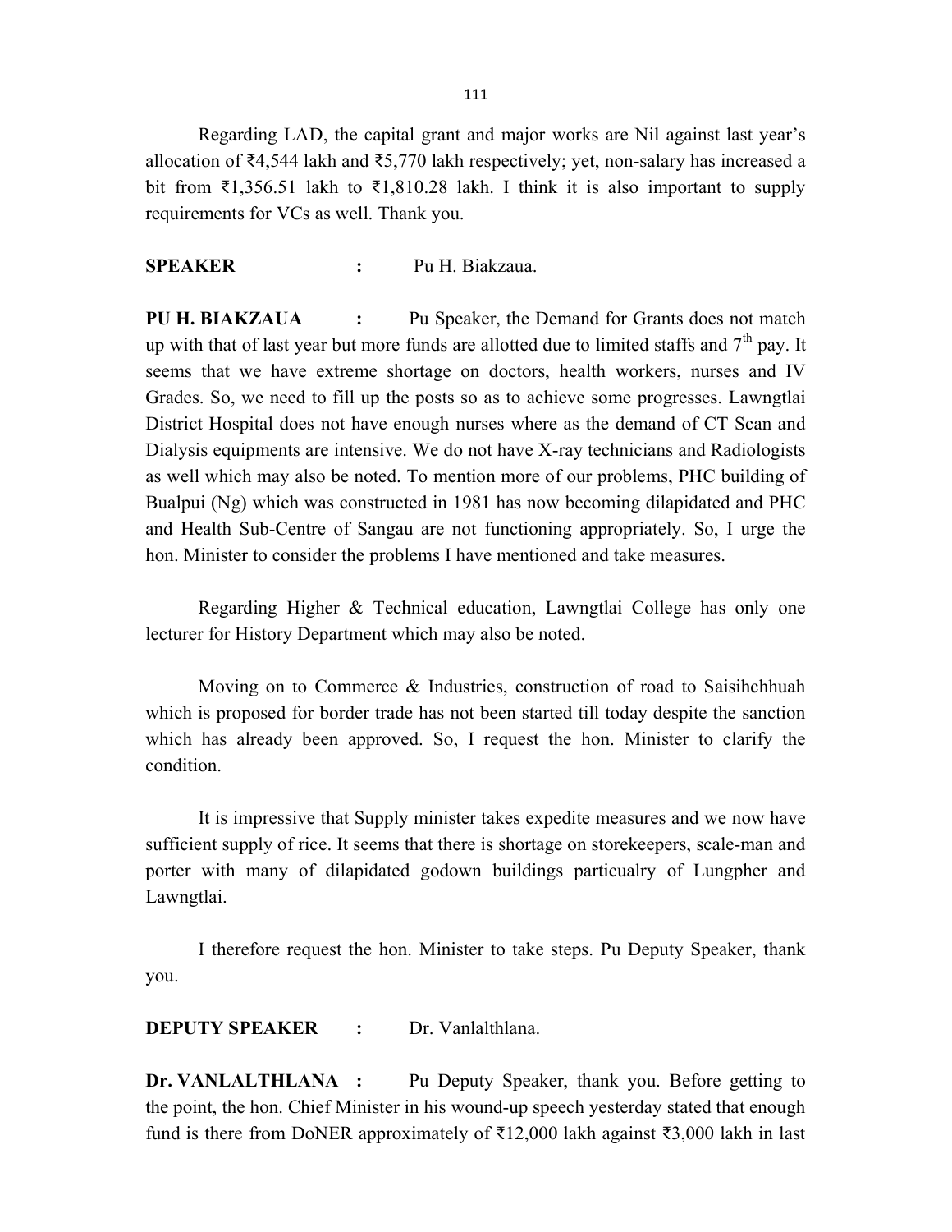Regarding LAD, the capital grant and major works are Nil against last year's allocation of ₹4,544 lakh and ₹5,770 lakh respectively; yet, non-salary has increased a bit from ₹1,356.51 lakh to ₹1,810.28 lakh. I think it is also important to supply requirements for VCs as well. Thank you.

**SPEAKER** : Pu H. Biakzaua.

**PU H. BIAKZAUA** : Pu Speaker, the Demand for Grants does not match up with that of last year but more funds are allotted due to limited staffs and 7th pay. It seems that we have extreme shortage on doctors, health workers, nurses and IV Grades. So, we need to fill up the posts so as to achieve some progresses. Lawngtlai District Hospital does not have enough nurses where as the demand of CT Scan and Dialysis equipments are intensive. We do not have X-ray technicians and Radiologists as well which may also be noted. To mention more of our problems, PHC building of Bualpui (Ng) which was constructed in 1981 has now becoming dilapidated and PHC and Health Sub-Centre of Sangau are not functioning appropriately. So, I urge the hon. Minister to consider the problems I have mentioned and take measures.

Regarding Higher & Technical education, Lawngtlai College has only one lecturer for History Department which may also be noted.

Moving on to Commerce & Industries, construction of road to Saisihchhuah which is proposed for border trade has not been started till today despite the sanction which has already been approved. So, I request the hon. Minister to clarify the condition.

It is impressive that Supply minister takes expedite measures and we now have sufficient supply of rice. It seems that there is shortage on storekeepers, scale-man and porter with many of dilapidated godown buildings particualry of Lungpher and Lawngtlai.

I therefore request the hon. Minister to take steps. Pu Deputy Speaker, thank you.

**DEPUTY SPEAKER** : Dr. Vanlalthlana.

**Dr. VANLALTHLANA** : Pu Deputy Speaker, thank you. Before getting to the point, the hon. Chief Minister in his wound-up speech yesterday stated that enough fund is there from DoNER approximately of ₹12,000 lakh against ₹3,000 lakh in last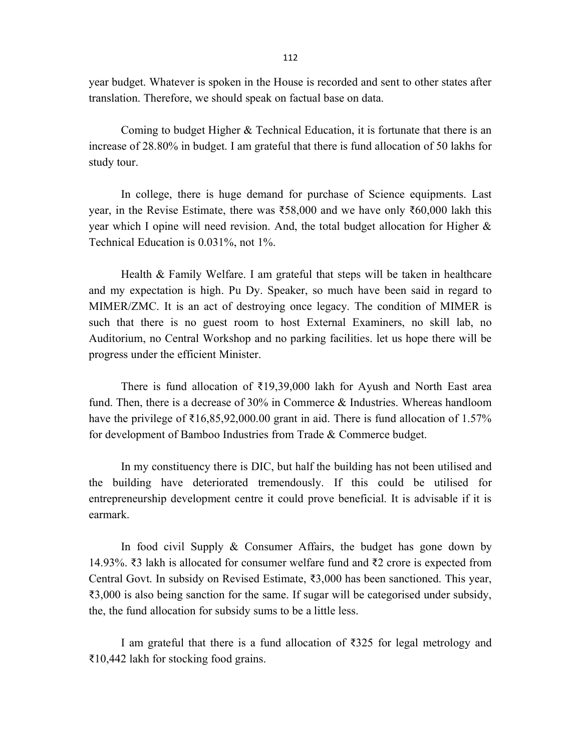year budget. Whatever is spoken in the House is recorded and sent to other states after translation. Therefore, we should speak on factual base on data.

Coming to budget Higher & Technical Education, it is fortunate that there is an increase of 28.80% in budget. I am grateful that there is fund allocation of 50 lakhs for study tour.

In college, there is huge demand for purchase of Science equipments. Last year, in the Revise Estimate, there was ₹58,000 and we have only ₹60,000 lakh this year which I opine will need revision. And, the total budget allocation for Higher & Technical Education is 0.031%, not 1%.

Health & Family Welfare. I am grateful that steps will be taken in healthcare and my expectation is high. Pu Dy. Speaker, so much have been said in regard to MIMER/ZMC. It is an act of destroying once legacy. The condition of MIMER is such that there is no guest room to host External Examiners, no skill lab, no Auditorium, no Central Workshop and no parking facilities. let us hope there will be progress under the efficient Minister.

There is fund allocation of ₹19,39,000 lakh for Ayush and North East area fund. Then, there is a decrease of 30% in Commerce & Industries. Whereas handloom have the privilege of ₹16,85,92,000.00 grant in aid. There is fund allocation of 1.57% for development of Bamboo Industries from Trade & Commerce budget.

In my constituency there is DIC, but half the building has not been utilised and the building have deteriorated tremendously. If this could be utilised for entrepreneurship development centre it could prove beneficial. It is advisable if it is earmark.

In food civil Supply & Consumer Affairs, the budget has gone down by 14.93%. ₹3 lakh is allocated for consumer welfare fund and ₹2 crore is expected from Central Govt. In subsidy on Revised Estimate, ₹3,000 has been sanctioned. This year, ₹3,000 is also being sanction for the same. If sugar will be categorised under subsidy, the, the fund allocation for subsidy sums to be a little less.

I am grateful that there is a fund allocation of ₹325 for legal metrology and ₹10,442 lakh for stocking food grains.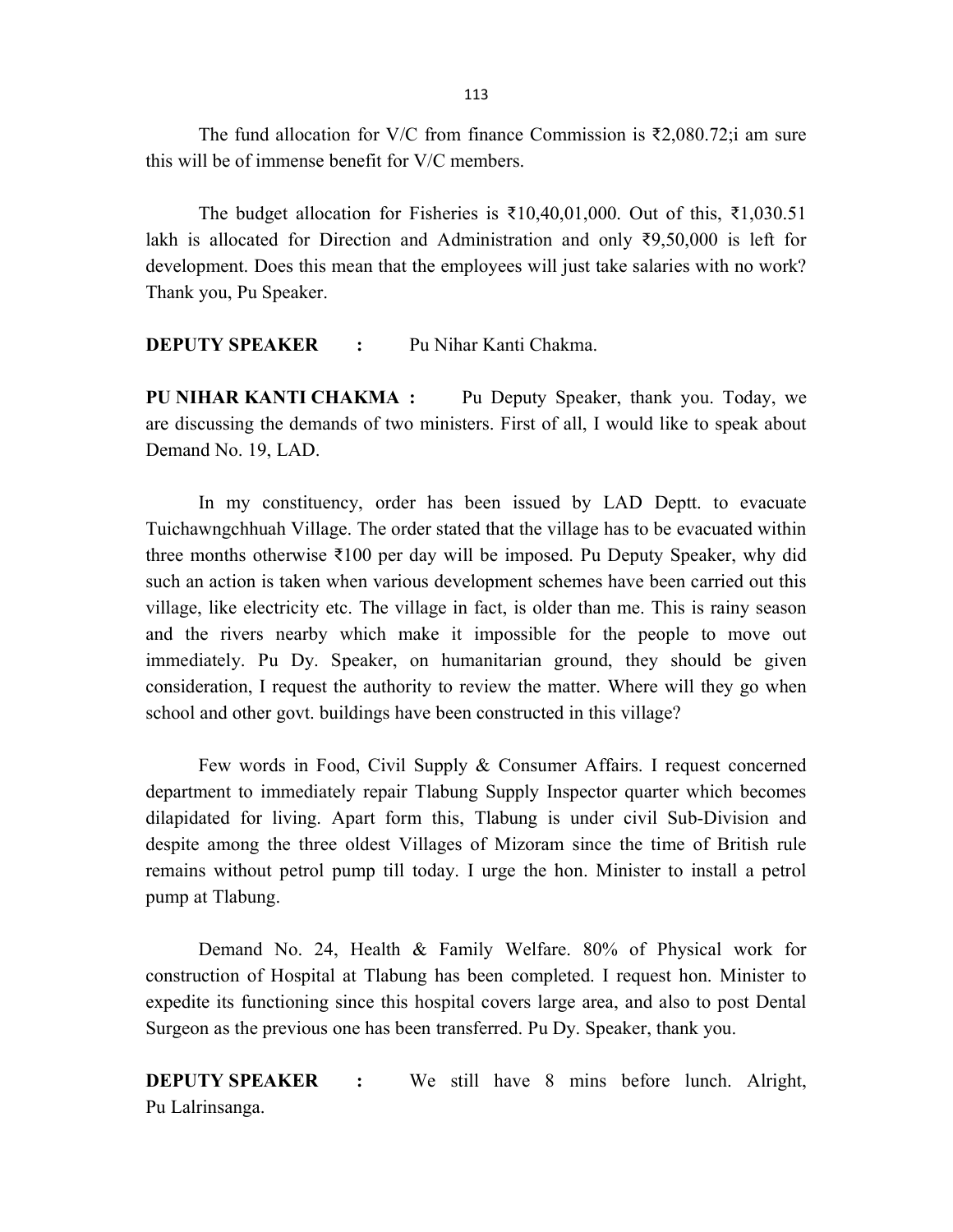The fund allocation for V/C from finance Commission is ₹2,080.72;i am sure this will be of immense benefit for V/C members.

The budget allocation for Fisheries is ₹10,40,01,000. Out of this, ₹1,030.51 lakh is allocated for Direction and Administration and only ₹9,50,000 is left for development. Does this mean that the employees will just take salaries with no work? Thank you, Pu Speaker.

**DEPUTY SPEAKER :** Pu Nihar Kanti Chakma.

**PU NIHAR KANTI CHAKMA :** Pu Deputy Speaker, thank you. Today, we are discussing the demands of two ministers. First of all, I would like to speak about Demand No. 19, LAD.

In my constituency, order has been issued by LAD Deptt. to evacuate Tuichawngchhuah Village. The order stated that the village has to be evacuated within three months otherwise ₹100 per day will be imposed. Pu Deputy Speaker, why did such an action is taken when various development schemes have been carried out this village, like electricity etc. The village in fact, is older than me. This is rainy season and the rivers nearby which make it impossible for the people to move out immediately. Pu Dy. Speaker, on humanitarian ground, they should be given consideration, I request the authority to review the matter. Where will they go when school and other govt. buildings have been constructed in this village?

Few words in Food, Civil Supply & Consumer Affairs. I request concerned department to immediately repair Tlabung Supply Inspector quarter which becomes dilapidated for living. Apart form this, Tlabung is under civil Sub-Division and despite among the three oldest Villages of Mizoram since the time of British rule remains without petrol pump till today. I urge the hon. Minister to install a petrol pump at Tlabung.

Demand No. 24, Health & Family Welfare. 80% of Physical work for construction of Hospital at Tlabung has been completed. I request hon. Minister to expedite its functioning since this hospital covers large area, and also to post Dental Surgeon as the previous one has been transferred. Pu Dy. Speaker, thank you.

**DEPUTY SPEAKER :** We still have 8 mins before lunch. Alright, Pu Lalrinsanga.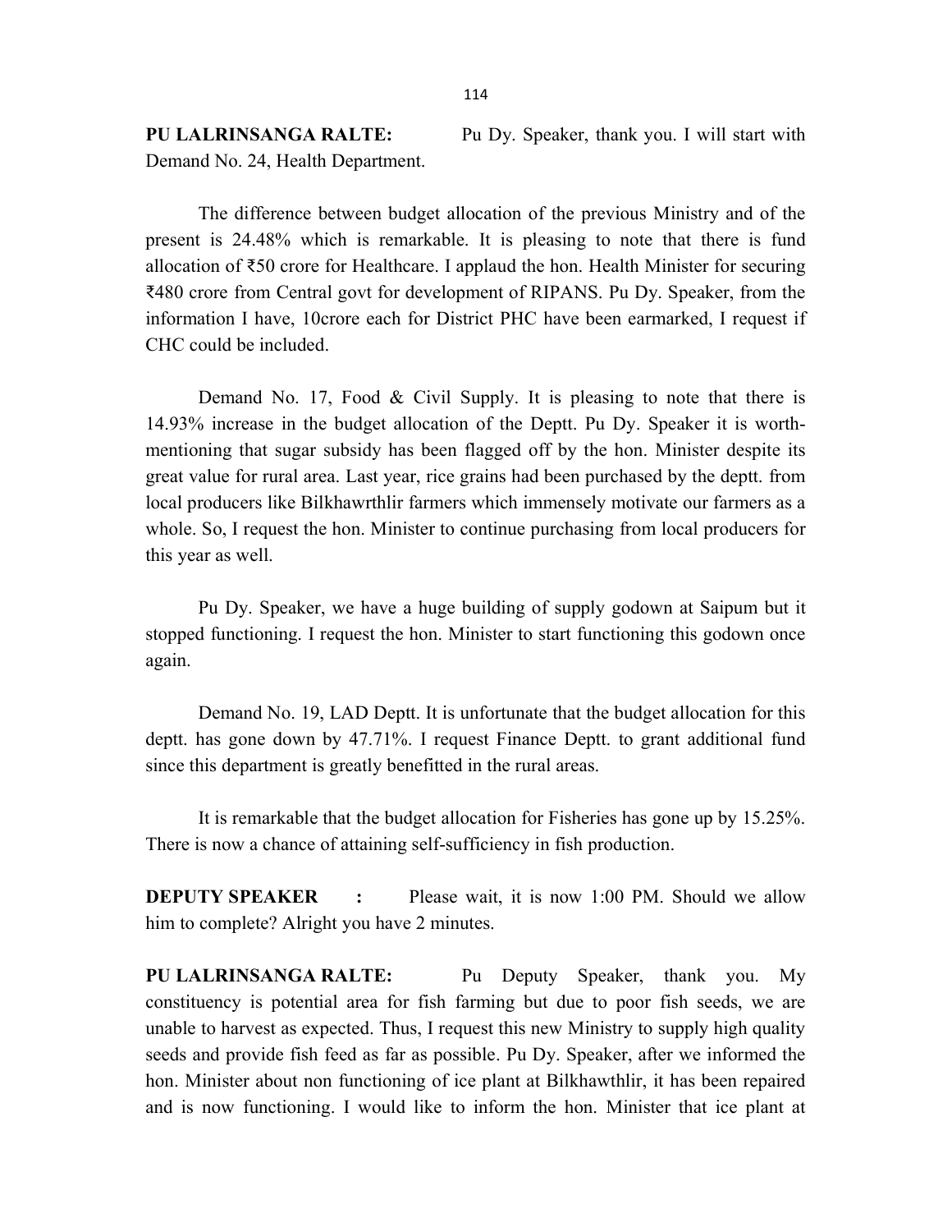**PU LALRINSANGA RALTE:** Pu Dy. Speaker, thank you. I will start with Demand No. 24, Health Department.

The difference between budget allocation of the previous Ministry and of the present is 24.48% which is remarkable. It is pleasing to note that there is fund allocation of ₹50 crore for Healthcare. I applaud the hon. Health Minister for securing ₹480 crore from Central govt for development of RIPANS. Pu Dy. Speaker, from the information I have, 10crore each for District PHC have been earmarked, I request if CHC could be included.

Demand No. 17, Food & Civil Supply. It is pleasing to note that there is 14.93% increase in the budget allocation of the Deptt. Pu Dy. Speaker it is worth-mentioning that sugar subsidy has been flagged off by the hon. Minister despite its great value for rural area. Last year, rice grains had been purchased by the deptt. from local producers like Bilkhawrthlir farmers which immensely motivate our farmers as a whole. So, I request the hon. Minister to continue purchasing from local producers for this year as well.

Pu Dy. Speaker, we have a huge building of supply godown at Saipum but it stopped functioning. I request the hon. Minister to start functioning this godown once again.

Demand No. 19, LAD Deptt. It is unfortunate that the budget allocation for this deptt. has gone down by 47.71%. I request Finance Deptt. to grant additional fund since this department is greatly benefitted in the rural areas.

It is remarkable that the budget allocation for Fisheries has gone up by 15.25%. There is now a chance of attaining self-sufficiency in fish production.

**DEPUTY SPEAKER :** Please wait, it is now 1:00 PM. Should we allow him to complete? Alright you have 2 minutes.

**PU LALRINSANGA RALTE:** Pu Deputy Speaker, thank you. My constituency is potential area for fish farming but due to poor fish seeds, we are unable to harvest as expected. Thus, I request this new Ministry to supply high quality seeds and provide fish feed as far as possible. Pu Dy. Speaker, after we informed the hon. Minister about non functioning of ice plant at Bilkhawthlir, it has been repaired and is now functioning. I would like to inform the hon. Minister that ice plant at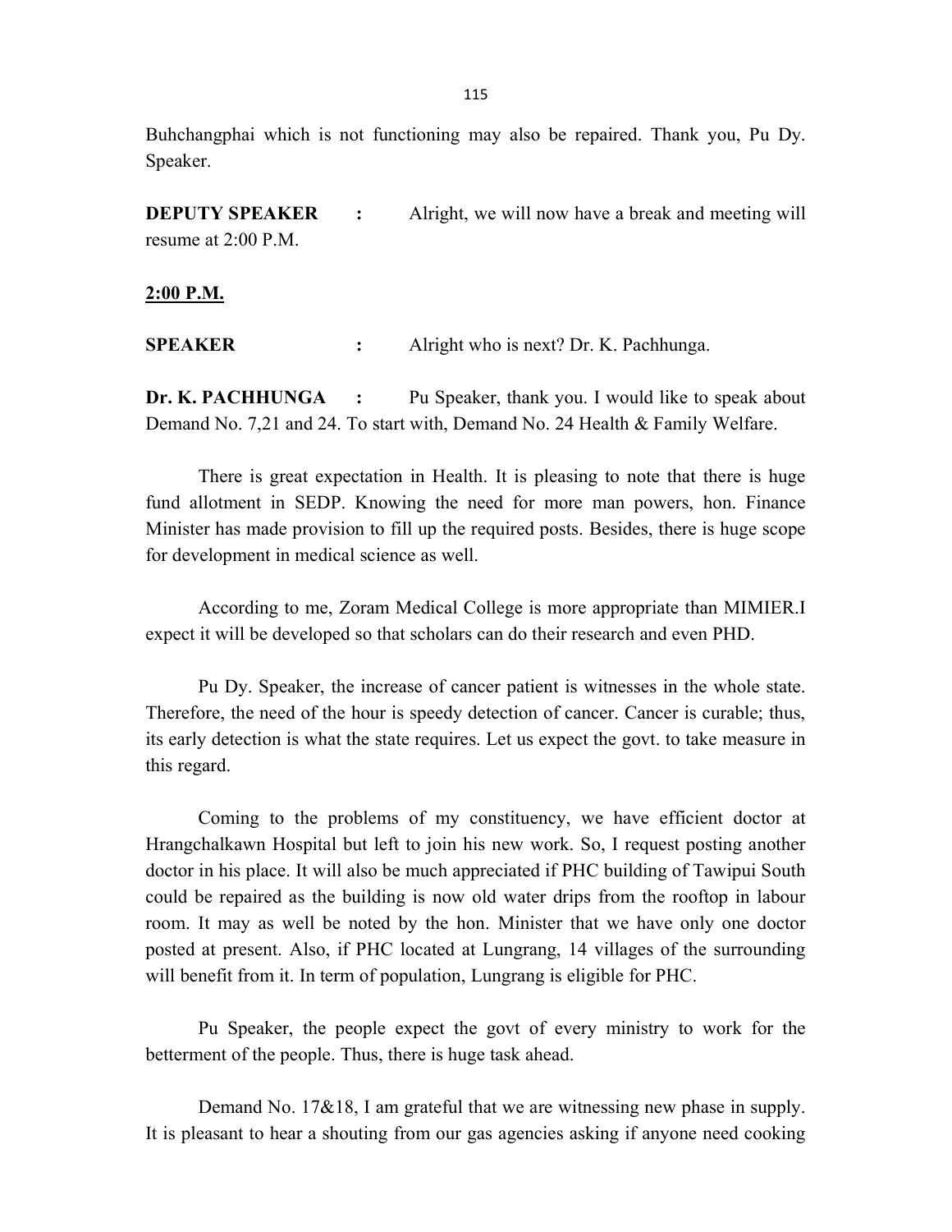Buhchangphai which is not functioning may also be repaired. Thank you, Pu Dy. Speaker.

**DEPUTY SPEAKER :** Alright, we will now have a break and meeting will resume at 2:00 P.M.

**2:00 P.M.**

**SPEAKER :** Alright who is next? Dr. K. Pachhunga.

**Dr. K. PACHHUNGA :** Pu Speaker, thank you. I would like to speak about Demand No. 7,21 and 24. To start with, Demand No. 24 Health & Family Welfare.

There is great expectation in Health. It is pleasing to note that there is huge fund allotment in SEDP. Knowing the need for more man powers, hon. Finance Minister has made provision to fill up the required posts. Besides, there is huge scope for development in medical science as well.

According to me, Zoram Medical College is more appropriate than MIMIER.I expect it will be developed so that scholars can do their research and even PHD.

Pu Dy. Speaker, the increase of cancer patient is witnesses in the whole state. Therefore, the need of the hour is speedy detection of cancer. Cancer is curable; thus, its early detection is what the state requires. Let us expect the govt. to take measure in this regard.

Coming to the problems of my constituency, we have efficient doctor at Hrangchalkawn Hospital but left to join his new work. So, I request posting another doctor in his place. It will also be much appreciated if PHC building of Tawipui South could be repaired as the building is now old water drips from the rooftop in labour room. It may as well be noted by the hon. Minister that we have only one doctor posted at present. Also, if PHC located at Lungrang, 14 villages of the surrounding will benefit from it. In term of population, Lungrang is eligible for PHC.

Pu Speaker, the people expect the govt of every ministry to work for the betterment of the people. Thus, there is huge task ahead.

Demand No. 17&18, I am grateful that we are witnessing new phase in supply. It is pleasant to hear a shouting from our gas agencies asking if anyone need cooking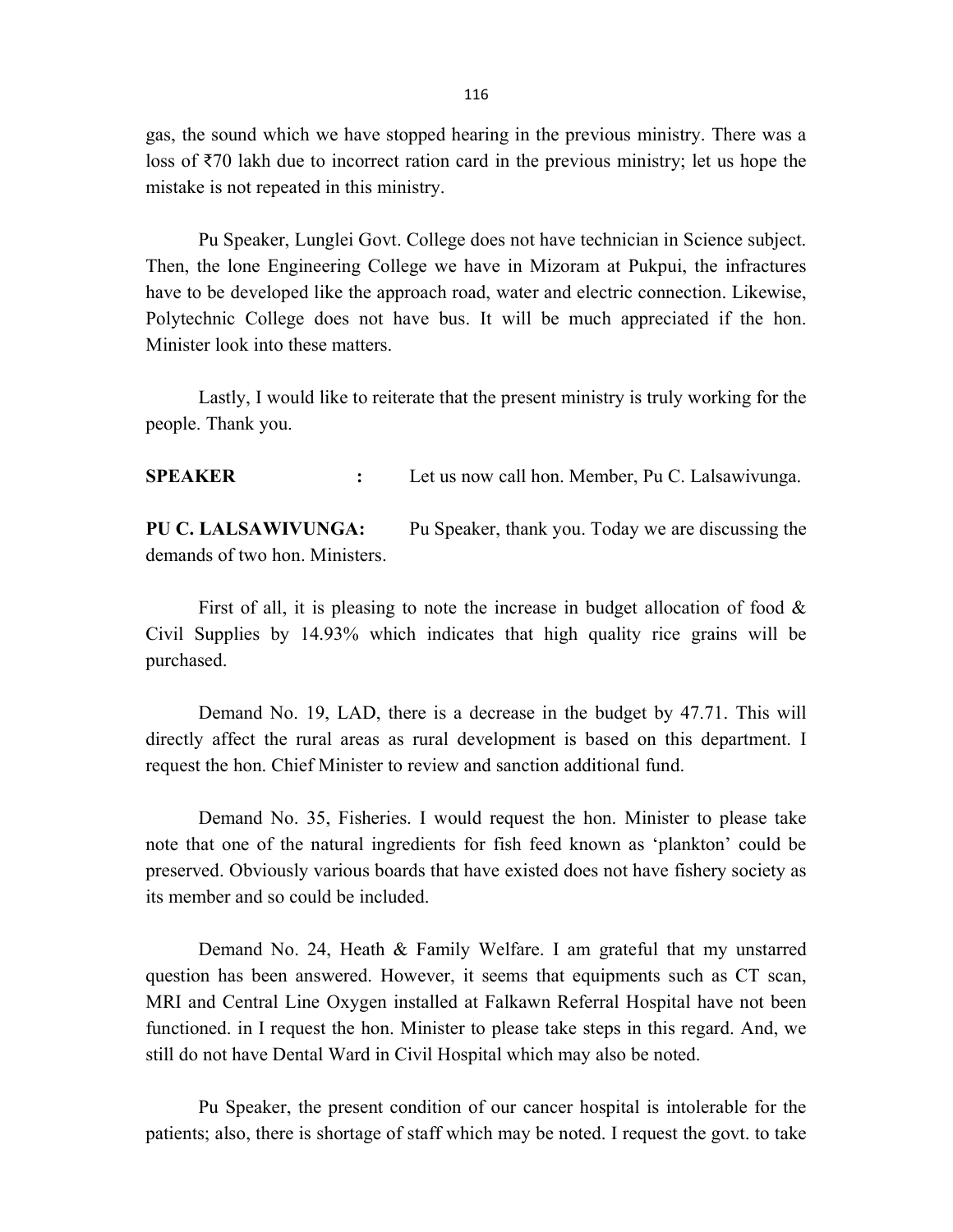gas, the sound which we have stopped hearing in the previous ministry. There was a loss of ₹70 lakh due to incorrect ration card in the previous ministry; let us hope the mistake is not repeated in this ministry.

Pu Speaker, Lunglei Govt. College does not have technician in Science subject. Then, the lone Engineering College we have in Mizoram at Pukpui, the infractures have to be developed like the approach road, water and electric connection. Likewise, Polytechnic College does not have bus. It will be much appreciated if the hon. Minister look into these matters.

Lastly, I would like to reiterate that the present ministry is truly working for the people. Thank you.

**SPEAKER :** Let us now call hon. Member, Pu C. Lalsawivunga.

**PU C. LALSAWIVUNGA:** Pu Speaker, thank you. Today we are discussing the demands of two hon. Ministers.

First of all, it is pleasing to note the increase in budget allocation of food & Civil Supplies by 14.93% which indicates that high quality rice grains will be purchased.

Demand No. 19, LAD, there is a decrease in the budget by 47.71. This will directly affect the rural areas as rural development is based on this department. I request the hon. Chief Minister to review and sanction additional fund.

Demand No. 35, Fisheries. I would request the hon. Minister to please take note that one of the natural ingredients for fish feed known as 'plankton' could be preserved. Obviously various boards that have existed does not have fishery society as its member and so could be included.

Demand No. 24, Heath & Family Welfare. I am grateful that my unstarred question has been answered. However, it seems that equipments such as CT scan, MRI and Central Line Oxygen installed at Falkawn Referral Hospital have not been functioned. in I request the hon. Minister to please take steps in this regard. And, we still do not have Dental Ward in Civil Hospital which may also be noted.

Pu Speaker, the present condition of our cancer hospital is intolerable for the patients; also, there is shortage of staff which may be noted. I request the govt. to take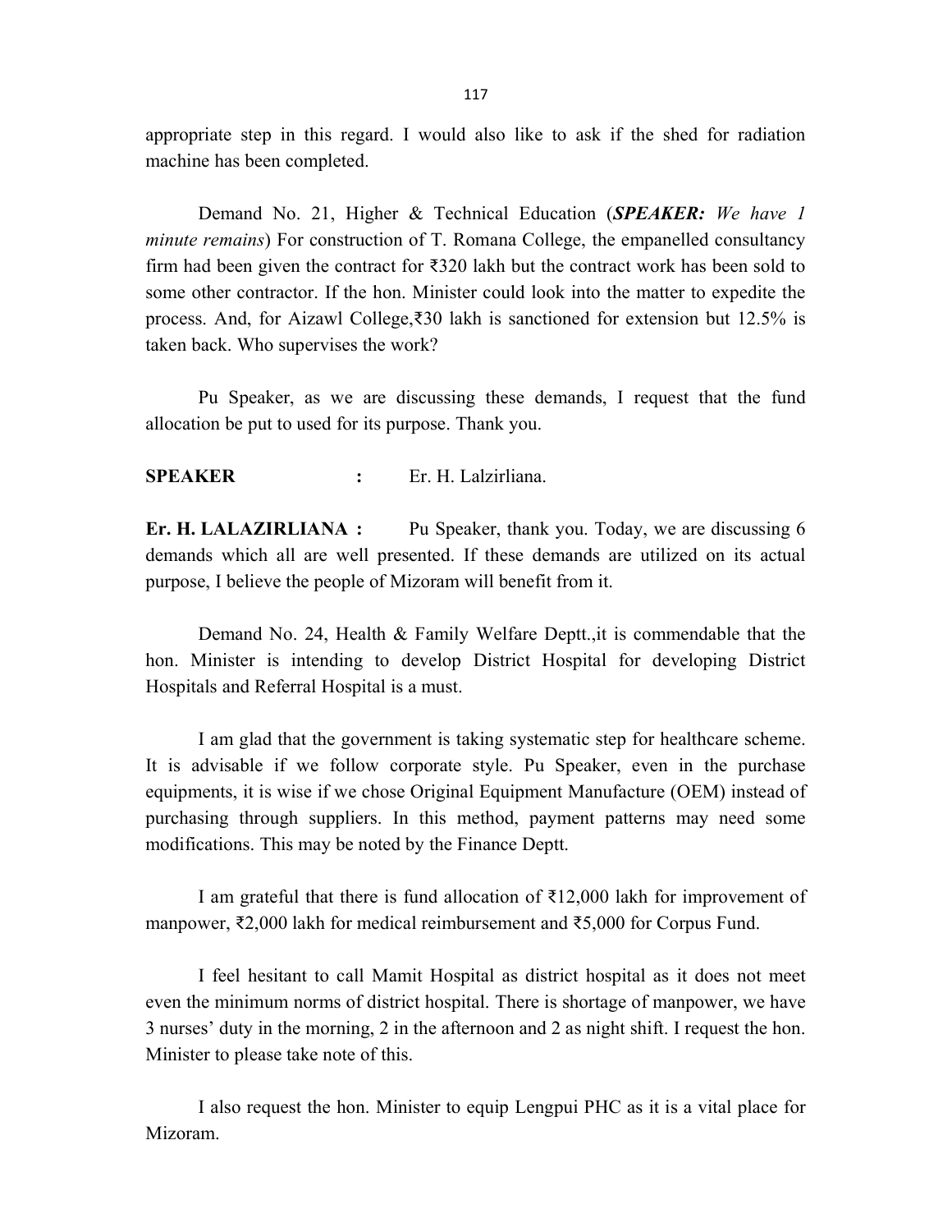appropriate step in this regard. I would also like to ask if the shed for radiation machine has been completed.

Demand No. 21, Higher & Technical Education (***SPEAKER:*** *We have 1 minute remains*) For construction of T. Romana College, the empanelled consultancy firm had been given the contract for ₹320 lakh but the contract work has been sold to some other contractor. If the hon. Minister could look into the matter to expedite the process. And, for Aizawl College,₹30 lakh is sanctioned for extension but 12.5% is taken back. Who supervises the work?

Pu Speaker, as we are discussing these demands, I request that the fund allocation be put to used for its purpose. Thank you.

**SPEAKER :** Er. H. Lalzirliana.

**Er. H. LALAZIRLIANA :** Pu Speaker, thank you. Today, we are discussing 6 demands which all are well presented. If these demands are utilized on its actual purpose, I believe the people of Mizoram will benefit from it.

Demand No. 24, Health & Family Welfare Deptt.,it is commendable that the hon. Minister is intending to develop District Hospital for developing District Hospitals and Referral Hospital is a must.

I am glad that the government is taking systematic step for healthcare scheme. It is advisable if we follow corporate style. Pu Speaker, even in the purchase equipments, it is wise if we chose Original Equipment Manufacture (OEM) instead of purchasing through suppliers. In this method, payment patterns may need some modifications. This may be noted by the Finance Deptt.

I am grateful that there is fund allocation of ₹12,000 lakh for improvement of manpower, ₹2,000 lakh for medical reimbursement and ₹5,000 for Corpus Fund.

I feel hesitant to call Mamit Hospital as district hospital as it does not meet even the minimum norms of district hospital. There is shortage of manpower, we have 3 nurses' duty in the morning, 2 in the afternoon and 2 as night shift. I request the hon. Minister to please take note of this.

I also request the hon. Minister to equip Lengpui PHC as it is a vital place for Mizoram.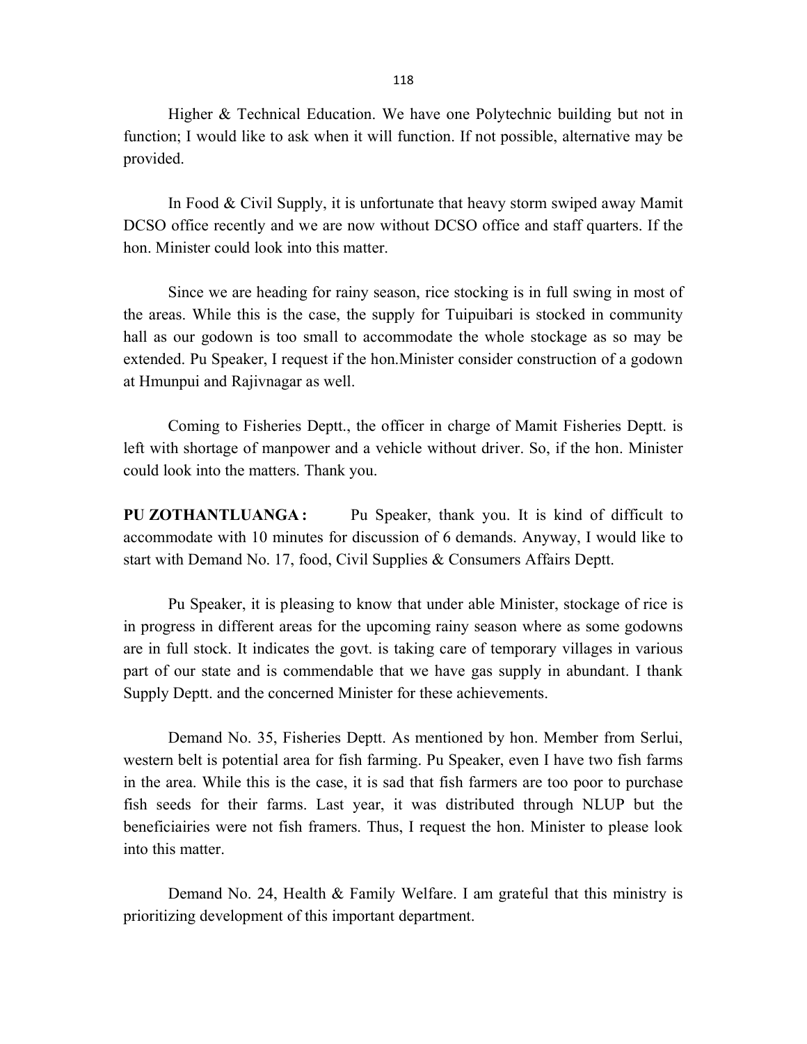Higher & Technical Education. We have one Polytechnic building but not in function; I would like to ask when it will function. If not possible, alternative may be provided.

In Food & Civil Supply, it is unfortunate that heavy storm swiped away Mamit DCSO office recently and we are now without DCSO office and staff quarters. If the hon. Minister could look into this matter.

Since we are heading for rainy season, rice stocking is in full swing in most of the areas. While this is the case, the supply for Tuipuibari is stocked in community hall as our godown is too small to accommodate the whole stockage as so may be extended. Pu Speaker, I request if the hon.Minister consider construction of a godown at Hmunpui and Rajivnagar as well.

Coming to Fisheries Deptt., the officer in charge of Mamit Fisheries Deptt. is left with shortage of manpower and a vehicle without driver. So, if the hon. Minister could look into the matters. Thank you.

**PU ZOTHANTLUANGA :** Pu Speaker, thank you. It is kind of difficult to accommodate with 10 minutes for discussion of 6 demands. Anyway, I would like to start with Demand No. 17, food, Civil Supplies & Consumers Affairs Deptt.

Pu Speaker, it is pleasing to know that under able Minister, stockage of rice is in progress in different areas for the upcoming rainy season where as some godowns are in full stock. It indicates the govt. is taking care of temporary villages in various part of our state and is commendable that we have gas supply in abundant. I thank Supply Deptt. and the concerned Minister for these achievements.

Demand No. 35, Fisheries Deptt. As mentioned by hon. Member from Serlui, western belt is potential area for fish farming. Pu Speaker, even I have two fish farms in the area. While this is the case, it is sad that fish farmers are too poor to purchase fish seeds for their farms. Last year, it was distributed through NLUP but the beneficiairies were not fish framers. Thus, I request the hon. Minister to please look into this matter.

Demand No. 24, Health & Family Welfare. I am grateful that this ministry is prioritizing development of this important department.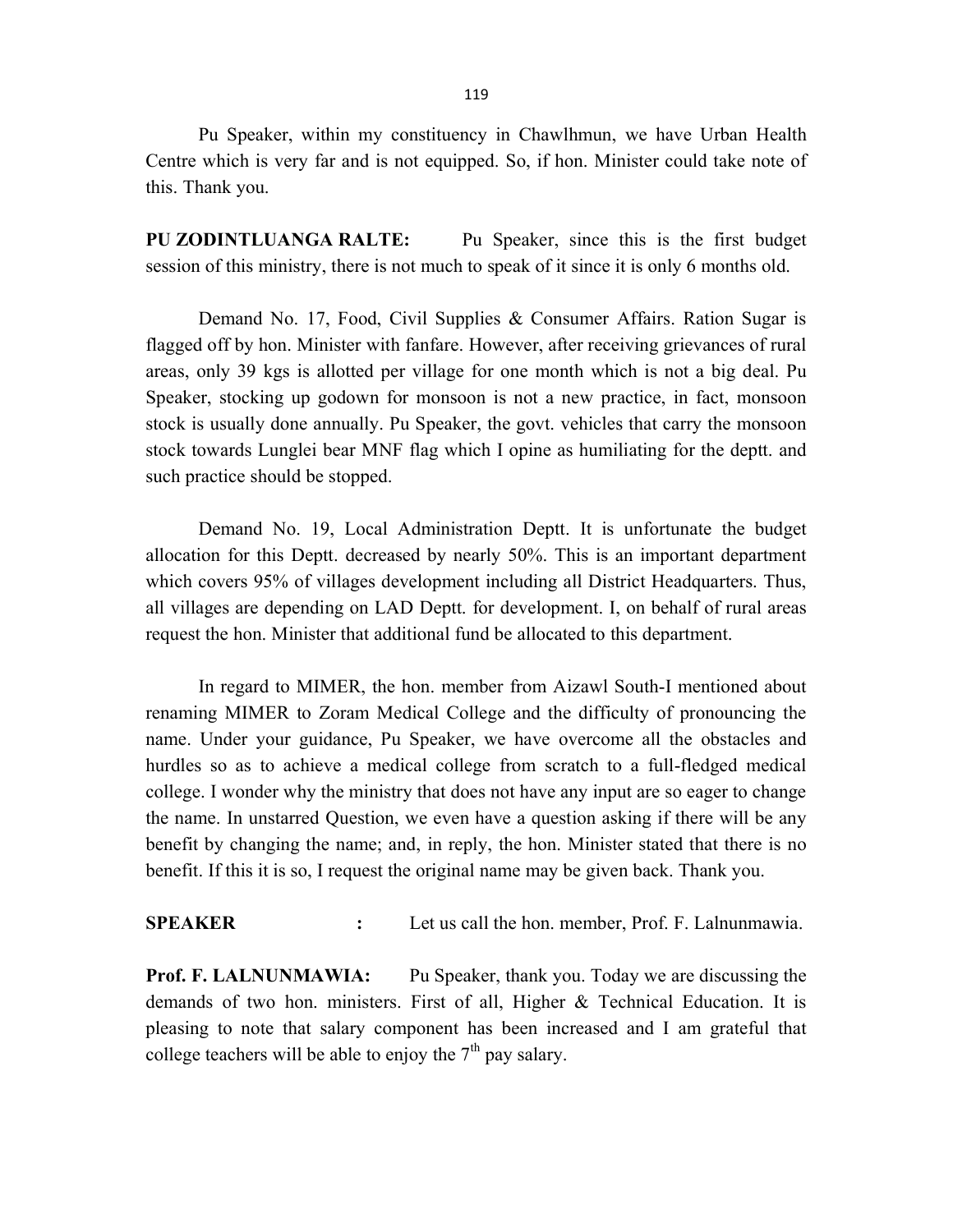Pu Speaker, within my constituency in Chawlhmun, we have Urban Health Centre which is very far and is not equipped. So, if hon. Minister could take note of this. Thank you.

**PU ZODINTLUANGA RALTE:** Pu Speaker, since this is the first budget session of this ministry, there is not much to speak of it since it is only 6 months old.

Demand No. 17, Food, Civil Supplies & Consumer Affairs. Ration Sugar is flagged off by hon. Minister with fanfare. However, after receiving grievances of rural areas, only 39 kgs is allotted per village for one month which is not a big deal. Pu Speaker, stocking up godown for monsoon is not a new practice, in fact, monsoon stock is usually done annually. Pu Speaker, the govt. vehicles that carry the monsoon stock towards Lunglei bear MNF flag which I opine as humiliating for the deptt. and such practice should be stopped.

Demand No. 19, Local Administration Deptt. It is unfortunate the budget allocation for this Deptt. decreased by nearly 50%. This is an important department which covers 95% of villages development including all District Headquarters. Thus, all villages are depending on LAD Deptt. for development. I, on behalf of rural areas request the hon. Minister that additional fund be allocated to this department.

In regard to MIMER, the hon. member from Aizawl South-I mentioned about renaming MIMER to Zoram Medical College and the difficulty of pronouncing the name. Under your guidance, Pu Speaker, we have overcome all the obstacles and hurdles so as to achieve a medical college from scratch to a full-fledged medical college. I wonder why the ministry that does not have any input are so eager to change the name. In unstarred Question, we even have a question asking if there will be any benefit by changing the name; and, in reply, the hon. Minister stated that there is no benefit. If this it is so, I request the original name may be given back. Thank you.

**SPEAKER :** Let us call the hon. member, Prof. F. Lalnunmawia.

**Prof. F. LALNUNMAWIA:** Pu Speaker, thank you. Today we are discussing the demands of two hon. ministers. First of all, Higher & Technical Education. It is pleasing to note that salary component has been increased and I am grateful that college teachers will be able to enjoy the 7th pay salary.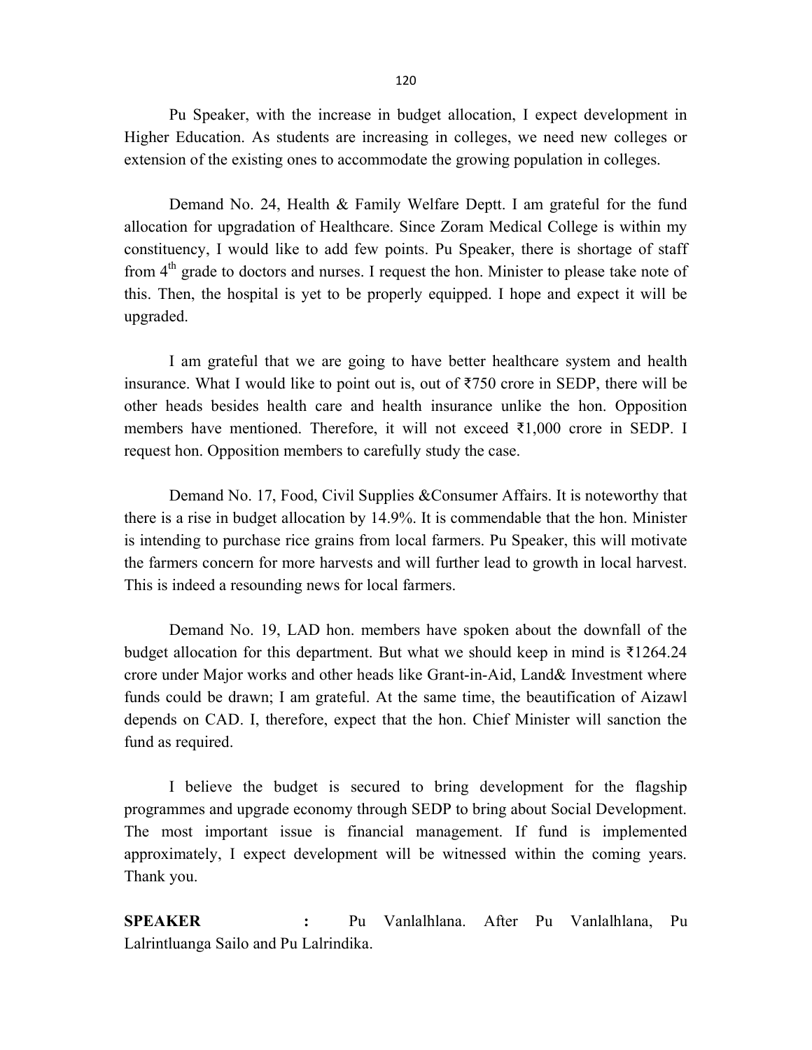Pu Speaker, with the increase in budget allocation, I expect development in Higher Education. As students are increasing in colleges, we need new colleges or extension of the existing ones to accommodate the growing population in colleges.

Demand No. 24, Health & Family Welfare Deptt. I am grateful for the fund allocation for upgradation of Healthcare. Since Zoram Medical College is within my constituency, I would like to add few points. Pu Speaker, there is shortage of staff from 4th grade to doctors and nurses. I request the hon. Minister to please take note of this. Then, the hospital is yet to be properly equipped. I hope and expect it will be upgraded.

I am grateful that we are going to have better healthcare system and health insurance. What I would like to point out is, out of ₹750 crore in SEDP, there will be other heads besides health care and health insurance unlike the hon. Opposition members have mentioned. Therefore, it will not exceed ₹1,000 crore in SEDP. I request hon. Opposition members to carefully study the case.

Demand No. 17, Food, Civil Supplies &Consumer Affairs. It is noteworthy that there is a rise in budget allocation by 14.9%. It is commendable that the hon. Minister is intending to purchase rice grains from local farmers. Pu Speaker, this will motivate the farmers concern for more harvests and will further lead to growth in local harvest. This is indeed a resounding news for local farmers.

Demand No. 19, LAD hon. members have spoken about the downfall of the budget allocation for this department. But what we should keep in mind is ₹1264.24 crore under Major works and other heads like Grant-in-Aid, Land& Investment where funds could be drawn; I am grateful. At the same time, the beautification of Aizawl depends on CAD. I, therefore, expect that the hon. Chief Minister will sanction the fund as required.

I believe the budget is secured to bring development for the flagship programmes and upgrade economy through SEDP to bring about Social Development. The most important issue is financial management. If fund is implemented approximately, I expect development will be witnessed within the coming years. Thank you.

**SPEAKER** : Pu Vanlalhlana. After Pu Vanlalhlana, Pu Lalrintluanga Sailo and Pu Lalrindika.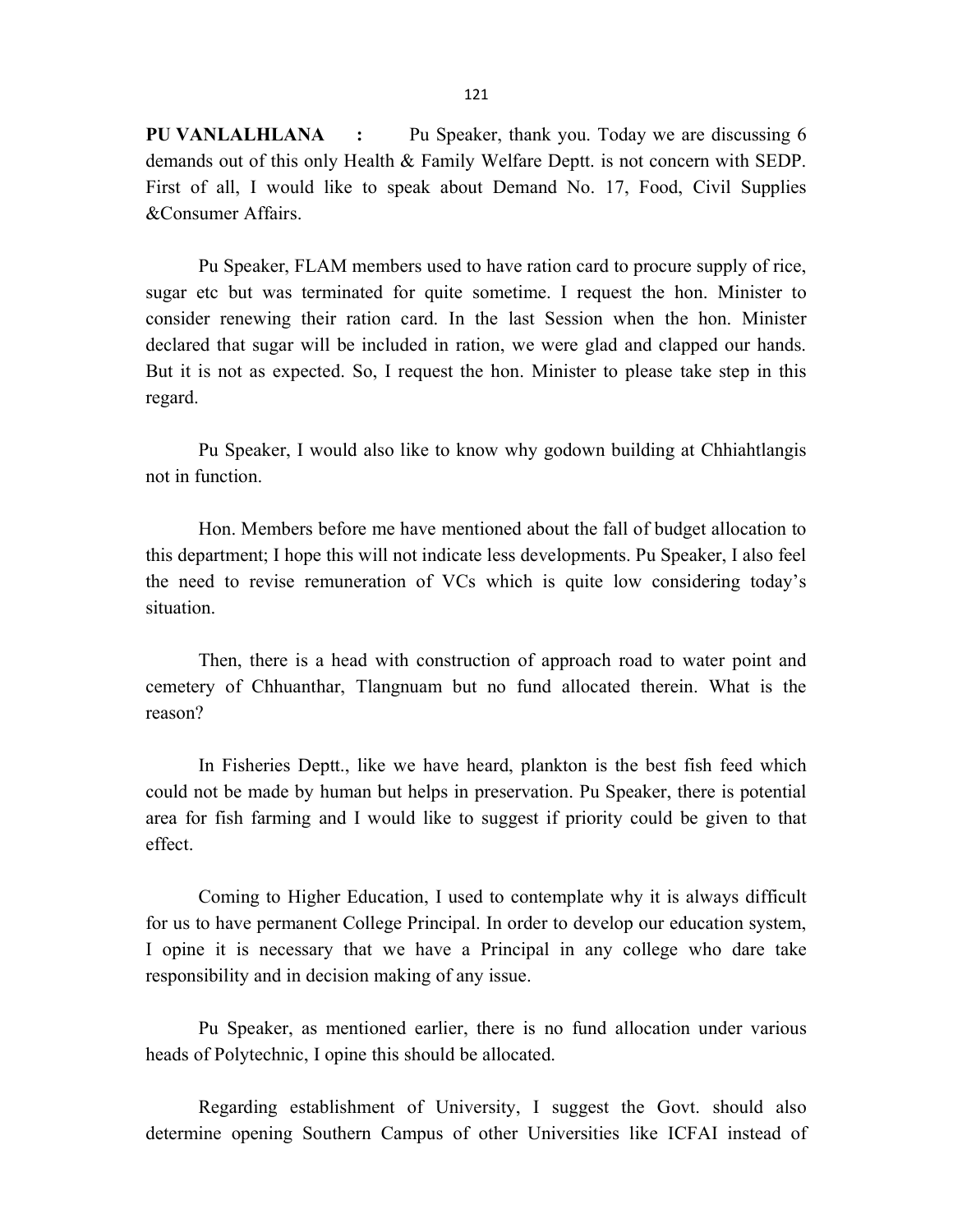**PU VANLALHLANA :** Pu Speaker, thank you. Today we are discussing 6 demands out of this only Health & Family Welfare Deptt. is not concern with SEDP. First of all, I would like to speak about Demand No. 17, Food, Civil Supplies &Consumer Affairs.

Pu Speaker, FLAM members used to have ration card to procure supply of rice, sugar etc but was terminated for quite sometime. I request the hon. Minister to consider renewing their ration card. In the last Session when the hon. Minister declared that sugar will be included in ration, we were glad and clapped our hands. But it is not as expected. So, I request the hon. Minister to please take step in this regard.

Pu Speaker, I would also like to know why godown building at Chhiahtlangis not in function.

Hon. Members before me have mentioned about the fall of budget allocation to this department; I hope this will not indicate less developments. Pu Speaker, I also feel the need to revise remuneration of VCs which is quite low considering today's situation.

Then, there is a head with construction of approach road to water point and cemetery of Chhuanthar, Tlangnuam but no fund allocated therein. What is the reason?

In Fisheries Deptt., like we have heard, plankton is the best fish feed which could not be made by human but helps in preservation. Pu Speaker, there is potential area for fish farming and I would like to suggest if priority could be given to that effect.

Coming to Higher Education, I used to contemplate why it is always difficult for us to have permanent College Principal. In order to develop our education system, I opine it is necessary that we have a Principal in any college who dare take responsibility and in decision making of any issue.

Pu Speaker, as mentioned earlier, there is no fund allocation under various heads of Polytechnic, I opine this should be allocated.

Regarding establishment of University, I suggest the Govt. should also determine opening Southern Campus of other Universities like ICFAI instead of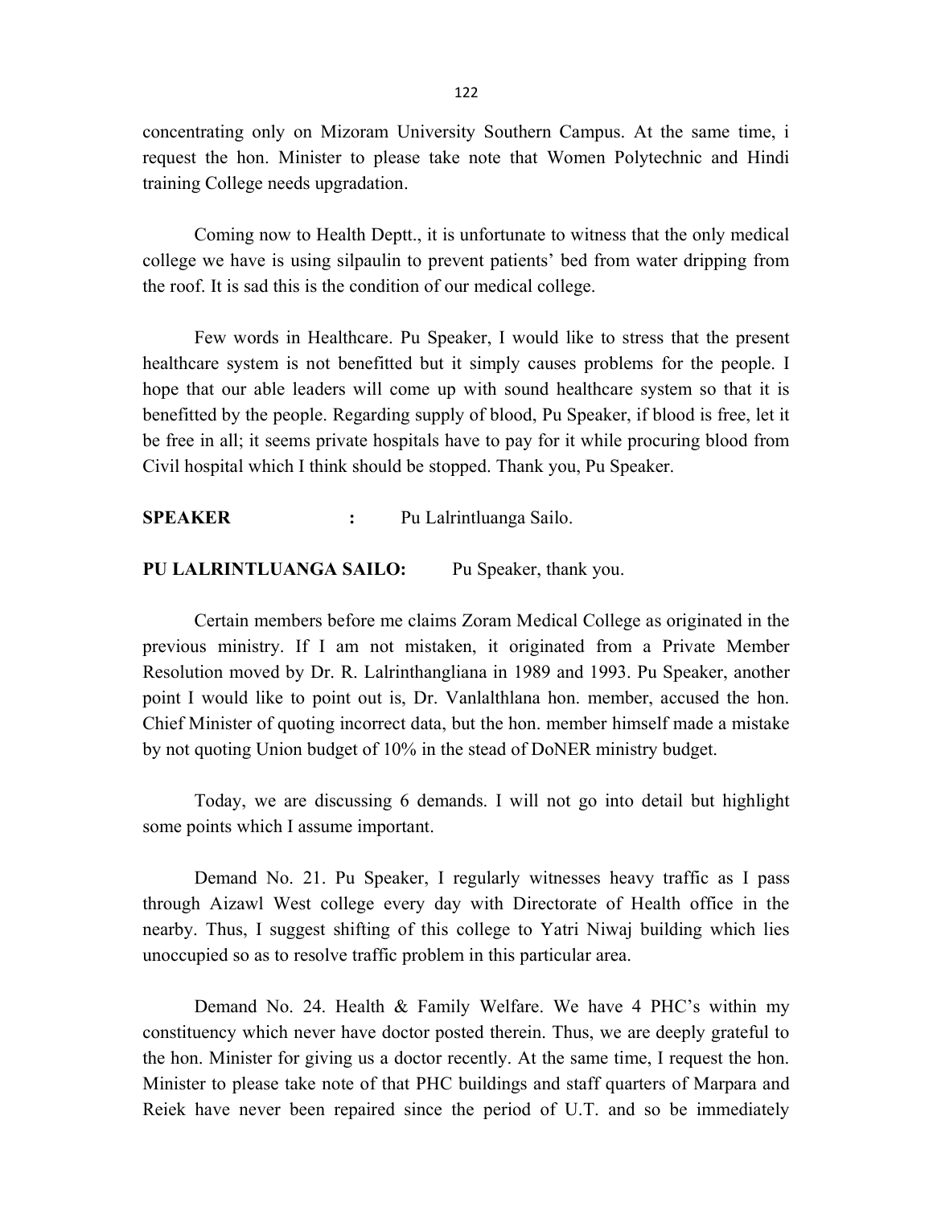concentrating only on Mizoram University Southern Campus. At the same time, i request the hon. Minister to please take note that Women Polytechnic and Hindi training College needs upgradation.

Coming now to Health Deptt., it is unfortunate to witness that the only medical college we have is using silpaulin to prevent patients' bed from water dripping from the roof. It is sad this is the condition of our medical college.

Few words in Healthcare. Pu Speaker, I would like to stress that the present healthcare system is not benefitted but it simply causes problems for the people. I hope that our able leaders will come up with sound healthcare system so that it is benefitted by the people. Regarding supply of blood, Pu Speaker, if blood is free, let it be free in all; it seems private hospitals have to pay for it while procuring blood from Civil hospital which I think should be stopped. Thank you, Pu Speaker.

**SPEAKER :** Pu Lalrintluanga Sailo.

**PU LALRINTLUANGA SAILO:** Pu Speaker, thank you.

Certain members before me claims Zoram Medical College as originated in the previous ministry. If I am not mistaken, it originated from a Private Member Resolution moved by Dr. R. Lalrinthangliana in 1989 and 1993. Pu Speaker, another point I would like to point out is, Dr. Vanlalthlana hon. member, accused the hon. Chief Minister of quoting incorrect data, but the hon. member himself made a mistake by not quoting Union budget of 10% in the stead of DoNER ministry budget.

Today, we are discussing 6 demands. I will not go into detail but highlight some points which I assume important.

Demand No. 21. Pu Speaker, I regularly witnesses heavy traffic as I pass through Aizawl West college every day with Directorate of Health office in the nearby. Thus, I suggest shifting of this college to Yatri Niwaj building which lies unoccupied so as to resolve traffic problem in this particular area.

Demand No. 24. Health & Family Welfare. We have 4 PHC's within my constituency which never have doctor posted therein. Thus, we are deeply grateful to the hon. Minister for giving us a doctor recently. At the same time, I request the hon. Minister to please take note of that PHC buildings and staff quarters of Marpara and Reiek have never been repaired since the period of U.T. and so be immediately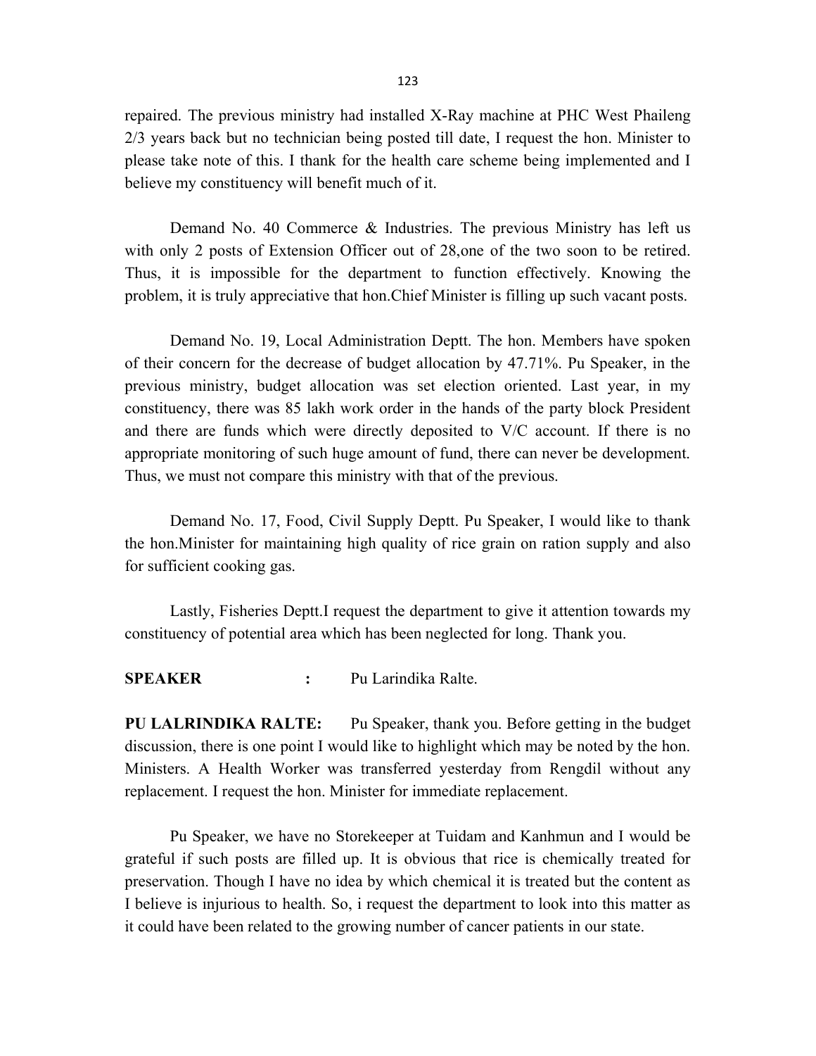repaired. The previous ministry had installed X-Ray machine at PHC West Phaileng 2/3 years back but no technician being posted till date, I request the hon. Minister to please take note of this. I thank for the health care scheme being implemented and I believe my constituency will benefit much of it.

Demand No. 40 Commerce & Industries. The previous Ministry has left us with only 2 posts of Extension Officer out of 28,one of the two soon to be retired. Thus, it is impossible for the department to function effectively. Knowing the problem, it is truly appreciative that hon.Chief Minister is filling up such vacant posts.

Demand No. 19, Local Administration Deptt. The hon. Members have spoken of their concern for the decrease of budget allocation by 47.71%. Pu Speaker, in the previous ministry, budget allocation was set election oriented. Last year, in my constituency, there was 85 lakh work order in the hands of the party block President and there are funds which were directly deposited to V/C account. If there is no appropriate monitoring of such huge amount of fund, there can never be development. Thus, we must not compare this ministry with that of the previous.

Demand No. 17, Food, Civil Supply Deptt. Pu Speaker, I would like to thank the hon.Minister for maintaining high quality of rice grain on ration supply and also for sufficient cooking gas.

Lastly, Fisheries Deptt.I request the department to give it attention towards my constituency of potential area which has been neglected for long. Thank you.

**SPEAKER :** Pu Larindika Ralte.

**PU LALRINDIKA RALTE:** Pu Speaker, thank you. Before getting in the budget discussion, there is one point I would like to highlight which may be noted by the hon. Ministers. A Health Worker was transferred yesterday from Rengdil without any replacement. I request the hon. Minister for immediate replacement.

Pu Speaker, we have no Storekeeper at Tuidam and Kanhmun and I would be grateful if such posts are filled up. It is obvious that rice is chemically treated for preservation. Though I have no idea by which chemical it is treated but the content as I believe is injurious to health. So, i request the department to look into this matter as it could have been related to the growing number of cancer patients in our state.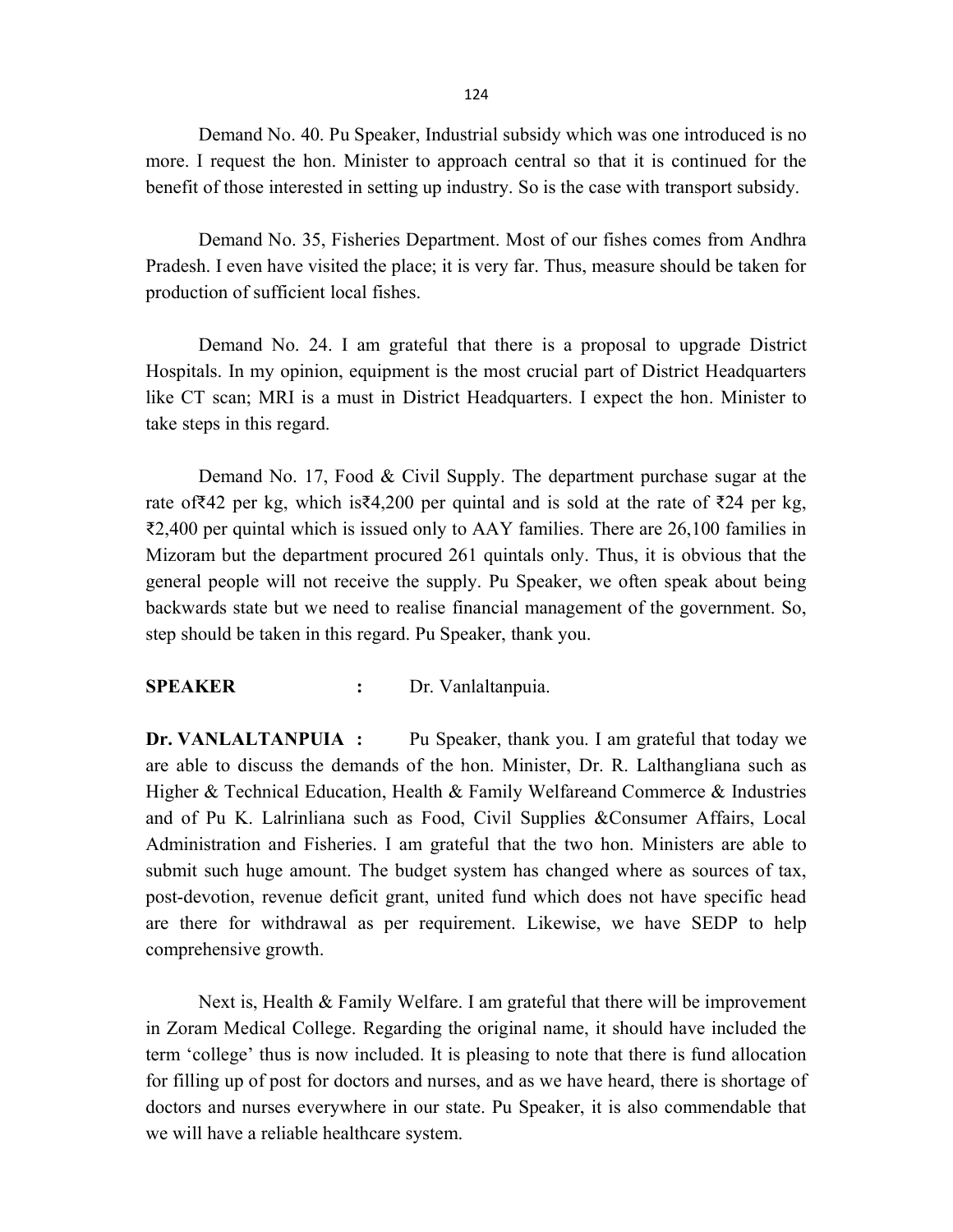Demand No. 40. Pu Speaker, Industrial subsidy which was one introduced is no more. I request the hon. Minister to approach central so that it is continued for the benefit of those interested in setting up industry. So is the case with transport subsidy.

Demand No. 35, Fisheries Department. Most of our fishes comes from Andhra Pradesh. I even have visited the place; it is very far. Thus, measure should be taken for production of sufficient local fishes.

Demand No. 24. I am grateful that there is a proposal to upgrade District Hospitals. In my opinion, equipment is the most crucial part of District Headquarters like CT scan; MRI is a must in District Headquarters. I expect the hon. Minister to take steps in this regard.

Demand No. 17, Food & Civil Supply. The department purchase sugar at the rate of₹42 per kg, which is₹4,200 per quintal and is sold at the rate of ₹24 per kg, ₹2,400 per quintal which is issued only to AAY families. There are 26,100 families in Mizoram but the department procured 261 quintals only. Thus, it is obvious that the general people will not receive the supply. Pu Speaker, we often speak about being backwards state but we need to realise financial management of the government. So, step should be taken in this regard. Pu Speaker, thank you.

**SPEAKER** : Dr. Vanlaltanpuia.

**Dr. VANLALTANPUIA :** Pu Speaker, thank you. I am grateful that today we are able to discuss the demands of the hon. Minister, Dr. R. Lalthangliana such as Higher & Technical Education, Health & Family Welfareand Commerce & Industries and of Pu K. Lalrinliana such as Food, Civil Supplies &Consumer Affairs, Local Administration and Fisheries. I am grateful that the two hon. Ministers are able to submit such huge amount. The budget system has changed where as sources of tax, post-devotion, revenue deficit grant, united fund which does not have specific head are there for withdrawal as per requirement. Likewise, we have SEDP to help comprehensive growth.

Next is, Health & Family Welfare. I am grateful that there will be improvement in Zoram Medical College. Regarding the original name, it should have included the term 'college' thus is now included. It is pleasing to note that there is fund allocation for filling up of post for doctors and nurses, and as we have heard, there is shortage of doctors and nurses everywhere in our state. Pu Speaker, it is also commendable that we will have a reliable healthcare system.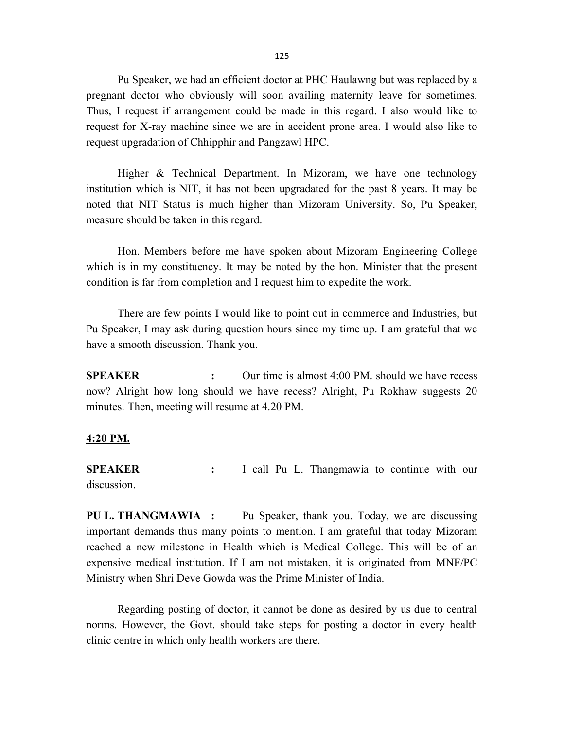Pu Speaker, we had an efficient doctor at PHC Haulawng but was replaced by a pregnant doctor who obviously will soon availing maternity leave for sometimes. Thus, I request if arrangement could be made in this regard. I also would like to request for X-ray machine since we are in accident prone area. I would also like to request upgradation of Chhipphir and Pangzawl HPC.

Higher & Technical Department. In Mizoram, we have one technology institution which is NIT, it has not been upgradated for the past 8 years. It may be noted that NIT Status is much higher than Mizoram University. So, Pu Speaker, measure should be taken in this regard.

Hon. Members before me have spoken about Mizoram Engineering College which is in my constituency. It may be noted by the hon. Minister that the present condition is far from completion and I request him to expedite the work.

There are few points I would like to point out in commerce and Industries, but Pu Speaker, I may ask during question hours since my time up. I am grateful that we have a smooth discussion. Thank you.

**SPEAKER :** Our time is almost 4:00 PM. should we have recess now? Alright how long should we have recess? Alright, Pu Rokhaw suggests 20 minutes. Then, meeting will resume at 4.20 PM.

**4:20 PM.**

**SPEAKER :** I call Pu L. Thangmawia to continue with our discussion.

**PU L. THANGMAWIA :** Pu Speaker, thank you. Today, we are discussing important demands thus many points to mention. I am grateful that today Mizoram reached a new milestone in Health which is Medical College. This will be of an expensive medical institution. If I am not mistaken, it is originated from MNF/PC Ministry when Shri Deve Gowda was the Prime Minister of India.

Regarding posting of doctor, it cannot be done as desired by us due to central norms. However, the Govt. should take steps for posting a doctor in every health clinic centre in which only health workers are there.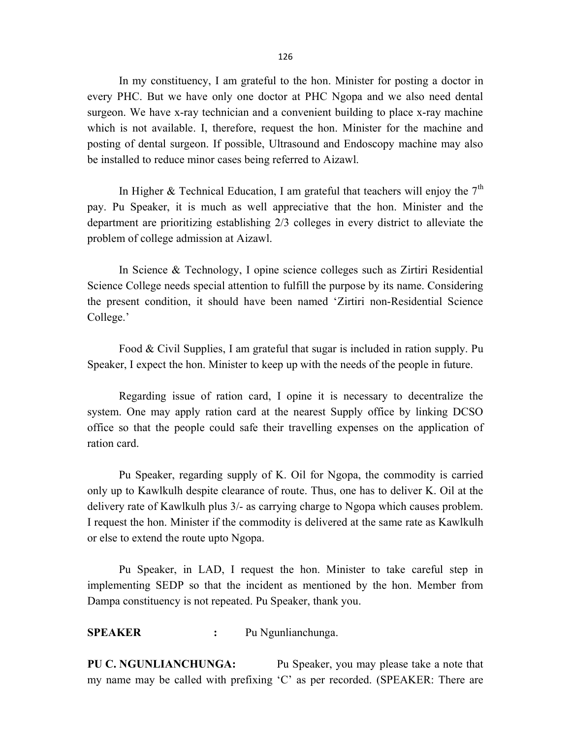In my constituency, I am grateful to the hon. Minister for posting a doctor in every PHC. But we have only one doctor at PHC Ngopa and we also need dental surgeon. We have x-ray technician and a convenient building to place x-ray machine which is not available. I, therefore, request the hon. Minister for the machine and posting of dental surgeon. If possible, Ultrasound and Endoscopy machine may also be installed to reduce minor cases being referred to Aizawl.

In Higher & Technical Education, I am grateful that teachers will enjoy the 7th pay. Pu Speaker, it is much as well appreciative that the hon. Minister and the department are prioritizing establishing 2/3 colleges in every district to alleviate the problem of college admission at Aizawl.

In Science & Technology, I opine science colleges such as Zirtiri Residential Science College needs special attention to fulfill the purpose by its name. Considering the present condition, it should have been named 'Zirtiri non-Residential Science College.'

Food & Civil Supplies, I am grateful that sugar is included in ration supply. Pu Speaker, I expect the hon. Minister to keep up with the needs of the people in future.

Regarding issue of ration card, I opine it is necessary to decentralize the system. One may apply ration card at the nearest Supply office by linking DCSO office so that the people could safe their travelling expenses on the application of ration card.

Pu Speaker, regarding supply of K. Oil for Ngopa, the commodity is carried only up to Kawlkulh despite clearance of route. Thus, one has to deliver K. Oil at the delivery rate of Kawlkulh plus 3/- as carrying charge to Ngopa which causes problem. I request the hon. Minister if the commodity is delivered at the same rate as Kawlkulh or else to extend the route upto Ngopa.

Pu Speaker, in LAD, I request the hon. Minister to take careful step in implementing SEDP so that the incident as mentioned by the hon. Member from Dampa constituency is not repeated. Pu Speaker, thank you.

**SPEAKER** : Pu Ngunlianchunga.

**PU C. NGUNLIANCHUNGA:** Pu Speaker, you may please take a note that my name may be called with prefixing 'C' as per recorded. (SPEAKER: There are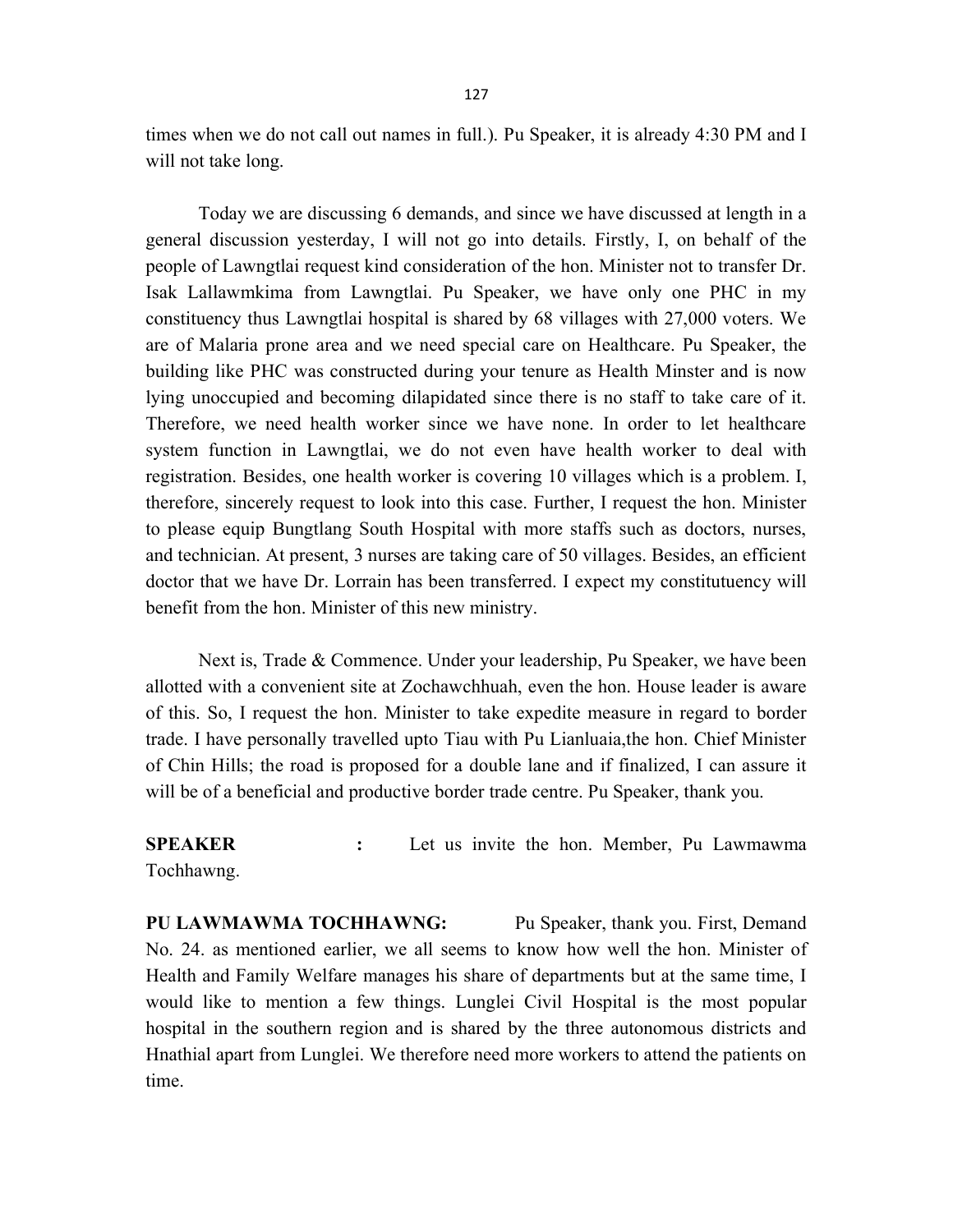times when we do not call out names in full.). Pu Speaker, it is already 4:30 PM and I will not take long.

Today we are discussing 6 demands, and since we have discussed at length in a general discussion yesterday, I will not go into details. Firstly, I, on behalf of the people of Lawngtlai request kind consideration of the hon. Minister not to transfer Dr. Isak Lallawmkima from Lawngtlai. Pu Speaker, we have only one PHC in my constituency thus Lawngtlai hospital is shared by 68 villages with 27,000 voters. We are of Malaria prone area and we need special care on Healthcare. Pu Speaker, the building like PHC was constructed during your tenure as Health Minster and is now lying unoccupied and becoming dilapidated since there is no staff to take care of it. Therefore, we need health worker since we have none. In order to let healthcare system function in Lawngtlai, we do not even have health worker to deal with registration. Besides, one health worker is covering 10 villages which is a problem. I, therefore, sincerely request to look into this case. Further, I request the hon. Minister to please equip Bungtlang South Hospital with more staffs such as doctors, nurses, and technician. At present, 3 nurses are taking care of 50 villages. Besides, an efficient doctor that we have Dr. Lorrain has been transferred. I expect my constitutuency will benefit from the hon. Minister of this new ministry.

Next is, Trade & Commence. Under your leadership, Pu Speaker, we have been allotted with a convenient site at Zochawchhuah, even the hon. House leader is aware of this. So, I request the hon. Minister to take expedite measure in regard to border trade. I have personally travelled upto Tiau with Pu Lianluaia,the hon. Chief Minister of Chin Hills; the road is proposed for a double lane and if finalized, I can assure it will be of a beneficial and productive border trade centre. Pu Speaker, thank you.

**SPEAKER** : Let us invite the hon. Member, Pu Lawmawma Tochhawng.

**PU LAWMAWMA TOCHHAWNG:** Pu Speaker, thank you. First, Demand No. 24. as mentioned earlier, we all seems to know how well the hon. Minister of Health and Family Welfare manages his share of departments but at the same time, I would like to mention a few things. Lunglei Civil Hospital is the most popular hospital in the southern region and is shared by the three autonomous districts and Hnathial apart from Lunglei. We therefore need more workers to attend the patients on time.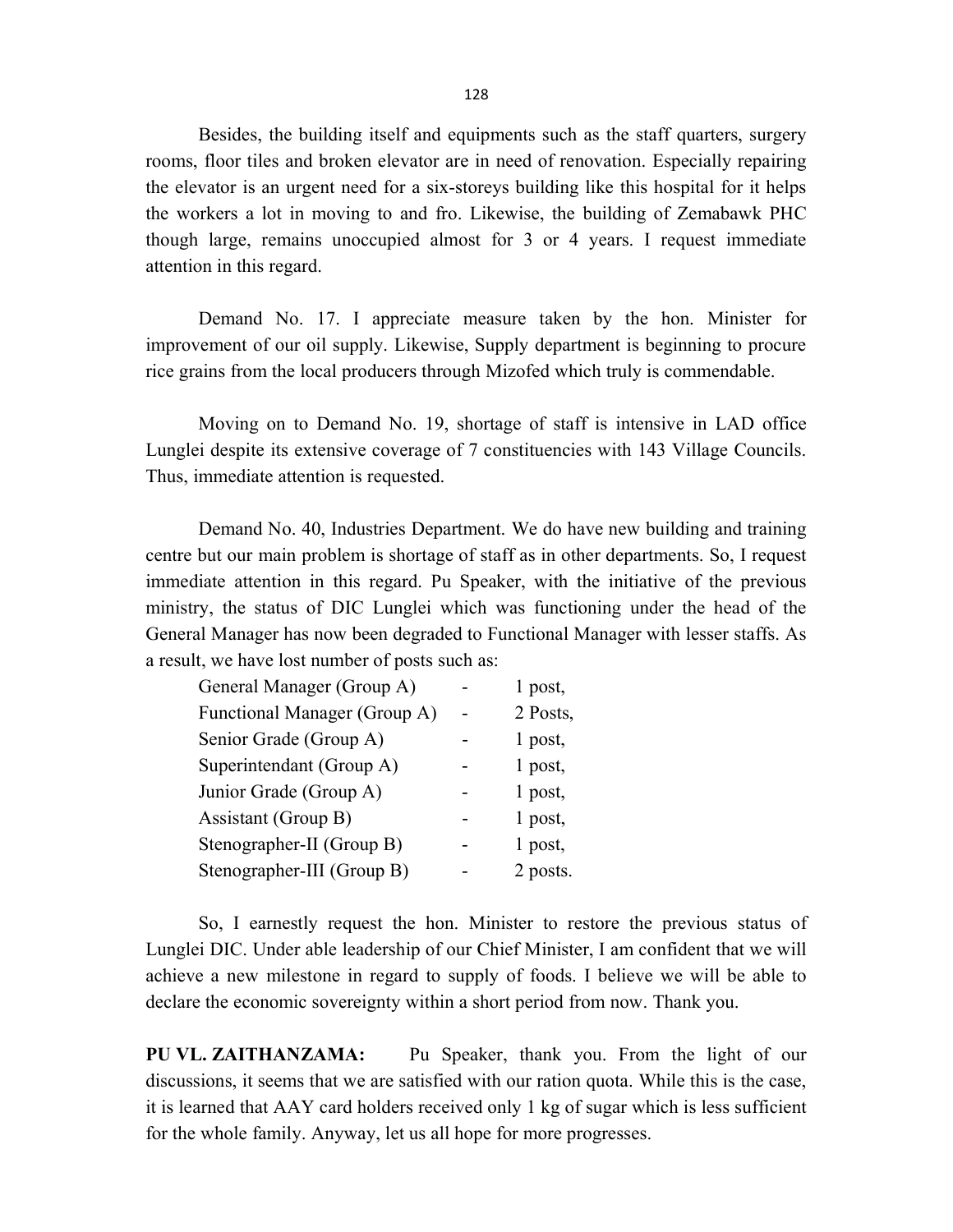Besides, the building itself and equipments such as the staff quarters, surgery rooms, floor tiles and broken elevator are in need of renovation. Especially repairing the elevator is an urgent need for a six-storeys building like this hospital for it helps the workers a lot in moving to and fro. Likewise, the building of Zemabawk PHC though large, remains unoccupied almost for 3 or 4 years. I request immediate attention in this regard.

Demand No. 17. I appreciate measure taken by the hon. Minister for improvement of our oil supply. Likewise, Supply department is beginning to procure rice grains from the local producers through Mizofed which truly is commendable.

Moving on to Demand No. 19, shortage of staff is intensive in LAD office Lunglei despite its extensive coverage of 7 constituencies with 143 Village Councils. Thus, immediate attention is requested.

Demand No. 40, Industries Department. We do have new building and training centre but our main problem is shortage of staff as in other departments. So, I request immediate attention in this regard. Pu Speaker, with the initiative of the previous ministry, the status of DIC Lunglei which was functioning under the head of the General Manager has now been degraded to Functional Manager with lesser staffs. As a result, we have lost number of posts such as:

| | | |
|---|---|---|
| General Manager (Group A) | - | 1 post, |
| Functional Manager (Group A) | - | 2 Posts, |
| Senior Grade (Group A) | - | 1 post, |
| Superintendant (Group A) | - | 1 post, |
| Junior Grade (Group A) | - | 1 post, |
| Assistant (Group B) | - | 1 post, |
| Stenographer-II (Group B) | - | 1 post, |
| Stenographer-III (Group B) | - | 2 posts. |

So, I earnestly request the hon. Minister to restore the previous status of Lunglei DIC. Under able leadership of our Chief Minister, I am confident that we will achieve a new milestone in regard to supply of foods. I believe we will be able to declare the economic sovereignty within a short period from now. Thank you.

**PU VL. ZAITHANZAMA:** Pu Speaker, thank you. From the light of our discussions, it seems that we are satisfied with our ration quota. While this is the case, it is learned that AAY card holders received only 1 kg of sugar which is less sufficient for the whole family. Anyway, let us all hope for more progresses.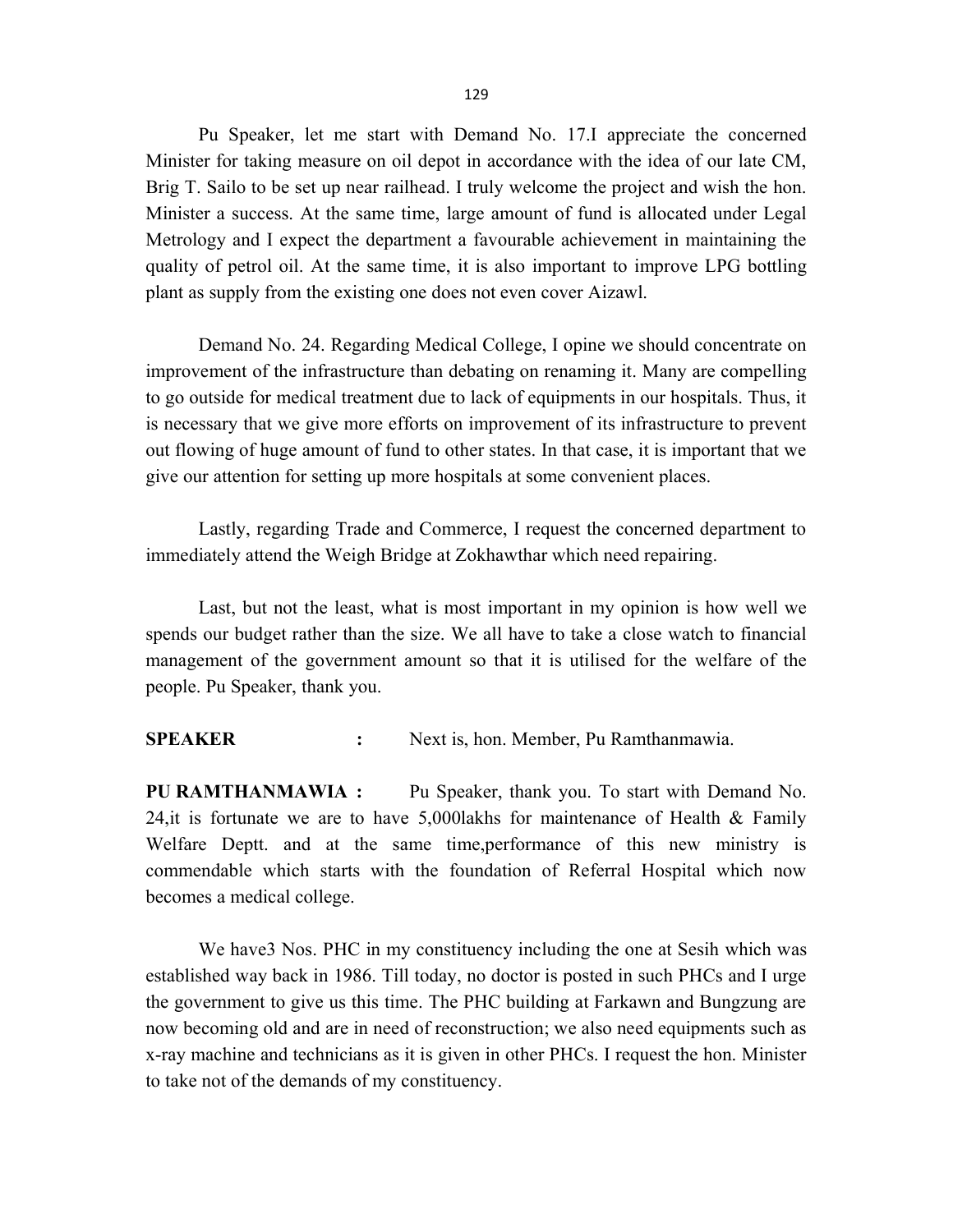Pu Speaker, let me start with Demand No. 17.I appreciate the concerned Minister for taking measure on oil depot in accordance with the idea of our late CM, Brig T. Sailo to be set up near railhead. I truly welcome the project and wish the hon. Minister a success. At the same time, large amount of fund is allocated under Legal Metrology and I expect the department a favourable achievement in maintaining the quality of petrol oil. At the same time, it is also important to improve LPG bottling plant as supply from the existing one does not even cover Aizawl.

Demand No. 24. Regarding Medical College, I opine we should concentrate on improvement of the infrastructure than debating on renaming it. Many are compelling to go outside for medical treatment due to lack of equipments in our hospitals. Thus, it is necessary that we give more efforts on improvement of its infrastructure to prevent out flowing of huge amount of fund to other states. In that case, it is important that we give our attention for setting up more hospitals at some convenient places.

Lastly, regarding Trade and Commerce, I request the concerned department to immediately attend the Weigh Bridge at Zokhawthar which need repairing.

Last, but not the least, what is most important in my opinion is how well we spends our budget rather than the size. We all have to take a close watch to financial management of the government amount so that it is utilised for the welfare of the people. Pu Speaker, thank you.

**SPEAKER** : Next is, hon. Member, Pu Ramthanmawia.

**PU RAMTHANMAWIA :** Pu Speaker, thank you. To start with Demand No. 24,it is fortunate we are to have 5,000lakhs for maintenance of Health & Family Welfare Deptt. and at the same time,performance of this new ministry is commendable which starts with the foundation of Referral Hospital which now becomes a medical college.

We have3 Nos. PHC in my constituency including the one at Sesih which was established way back in 1986. Till today, no doctor is posted in such PHCs and I urge the government to give us this time. The PHC building at Farkawn and Bungzung are now becoming old and are in need of reconstruction; we also need equipments such as x-ray machine and technicians as it is given in other PHCs. I request the hon. Minister to take not of the demands of my constituency.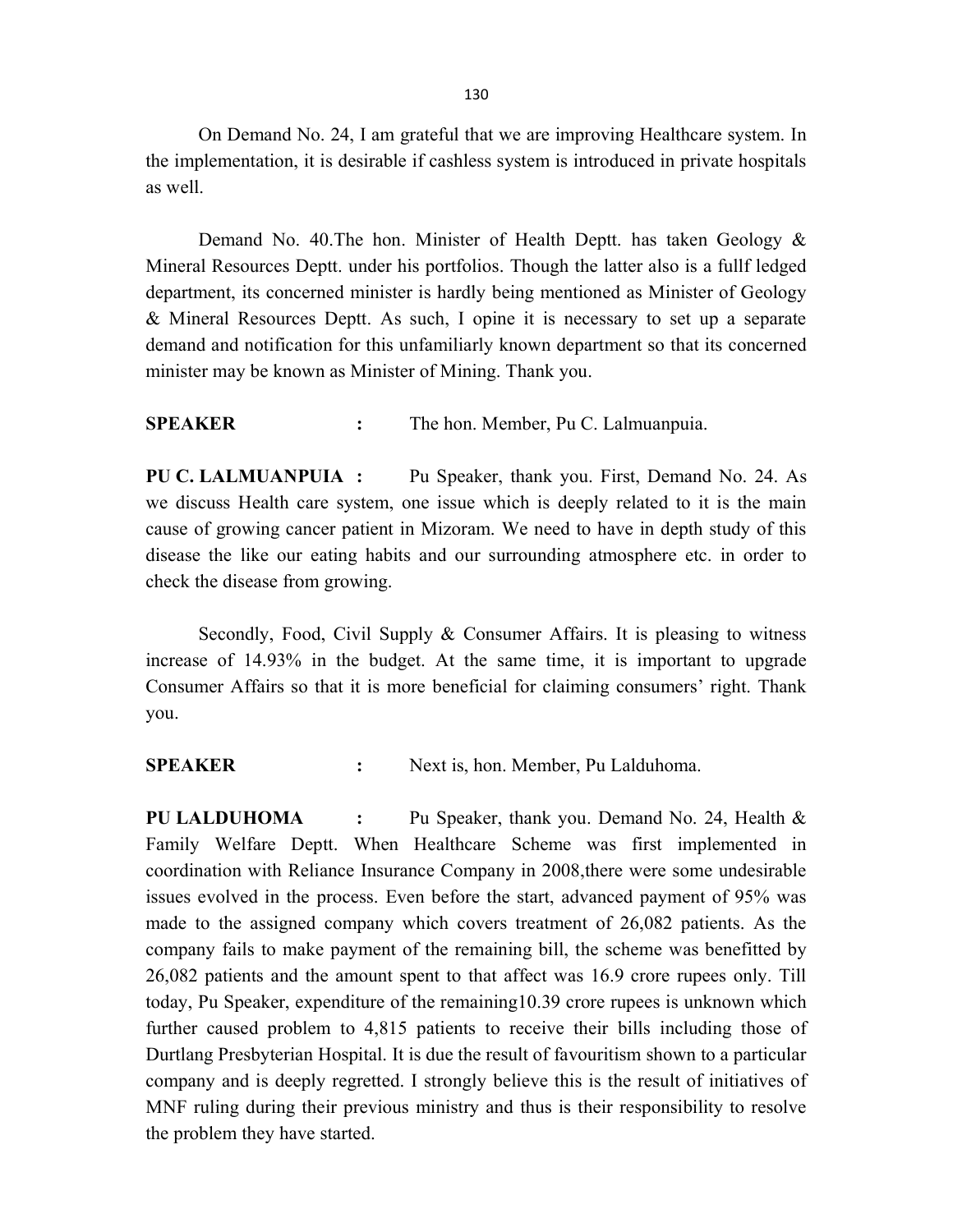On Demand No. 24, I am grateful that we are improving Healthcare system. In the implementation, it is desirable if cashless system is introduced in private hospitals as well.

Demand No. 40.The hon. Minister of Health Deptt. has taken Geology & Mineral Resources Deptt. under his portfolios. Though the latter also is a fullf ledged department, its concerned minister is hardly being mentioned as Minister of Geology & Mineral Resources Deptt. As such, I opine it is necessary to set up a separate demand and notification for this unfamiliarly known department so that its concerned minister may be known as Minister of Mining. Thank you.

**SPEAKER :** The hon. Member, Pu C. Lalmuanpuia.

**PU C. LALMUANPUIA :** Pu Speaker, thank you. First, Demand No. 24. As we discuss Health care system, one issue which is deeply related to it is the main cause of growing cancer patient in Mizoram. We need to have in depth study of this disease the like our eating habits and our surrounding atmosphere etc. in order to check the disease from growing.

Secondly, Food, Civil Supply & Consumer Affairs. It is pleasing to witness increase of 14.93% in the budget. At the same time, it is important to upgrade Consumer Affairs so that it is more beneficial for claiming consumers' right. Thank you.

**SPEAKER :** Next is, hon. Member, Pu Lalduhoma.

**PU LALDUHOMA :** Pu Speaker, thank you. Demand No. 24, Health & Family Welfare Deptt. When Healthcare Scheme was first implemented in coordination with Reliance Insurance Company in 2008,there were some undesirable issues evolved in the process. Even before the start, advanced payment of 95% was made to the assigned company which covers treatment of 26,082 patients. As the company fails to make payment of the remaining bill, the scheme was benefitted by 26,082 patients and the amount spent to that affect was 16.9 crore rupees only. Till today, Pu Speaker, expenditure of the remaining10.39 crore rupees is unknown which further caused problem to 4,815 patients to receive their bills including those of Durtlang Presbyterian Hospital. It is due the result of favouritism shown to a particular company and is deeply regretted. I strongly believe this is the result of initiatives of MNF ruling during their previous ministry and thus is their responsibility to resolve the problem they have started.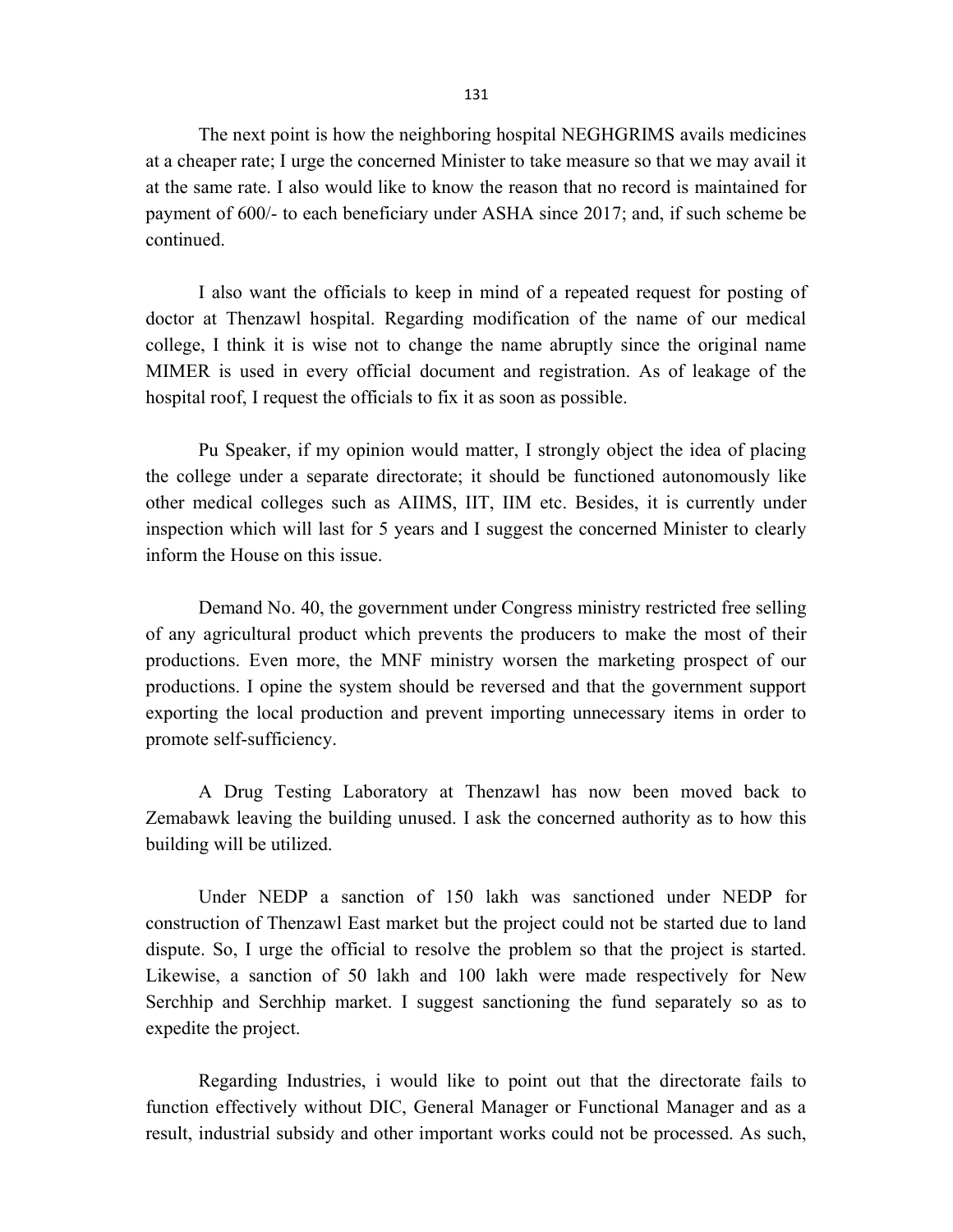The next point is how the neighboring hospital NEGHGRIMS avails medicines at a cheaper rate; I urge the concerned Minister to take measure so that we may avail it at the same rate. I also would like to know the reason that no record is maintained for payment of 600/- to each beneficiary under ASHA since 2017; and, if such scheme be continued.

I also want the officials to keep in mind of a repeated request for posting of doctor at Thenzawl hospital. Regarding modification of the name of our medical college, I think it is wise not to change the name abruptly since the original name MIMER is used in every official document and registration. As of leakage of the hospital roof, I request the officials to fix it as soon as possible.

Pu Speaker, if my opinion would matter, I strongly object the idea of placing the college under a separate directorate; it should be functioned autonomously like other medical colleges such as AIIMS, IIT, IIM etc. Besides, it is currently under inspection which will last for 5 years and I suggest the concerned Minister to clearly inform the House on this issue.

Demand No. 40, the government under Congress ministry restricted free selling of any agricultural product which prevents the producers to make the most of their productions. Even more, the MNF ministry worsen the marketing prospect of our productions. I opine the system should be reversed and that the government support exporting the local production and prevent importing unnecessary items in order to promote self-sufficiency.

A Drug Testing Laboratory at Thenzawl has now been moved back to Zemabawk leaving the building unused. I ask the concerned authority as to how this building will be utilized.

Under NEDP a sanction of 150 lakh was sanctioned under NEDP for construction of Thenzawl East market but the project could not be started due to land dispute. So, I urge the official to resolve the problem so that the project is started. Likewise, a sanction of 50 lakh and 100 lakh were made respectively for New Serchhip and Serchhip market. I suggest sanctioning the fund separately so as to expedite the project.

Regarding Industries, i would like to point out that the directorate fails to function effectively without DIC, General Manager or Functional Manager and as a result, industrial subsidy and other important works could not be processed. As such,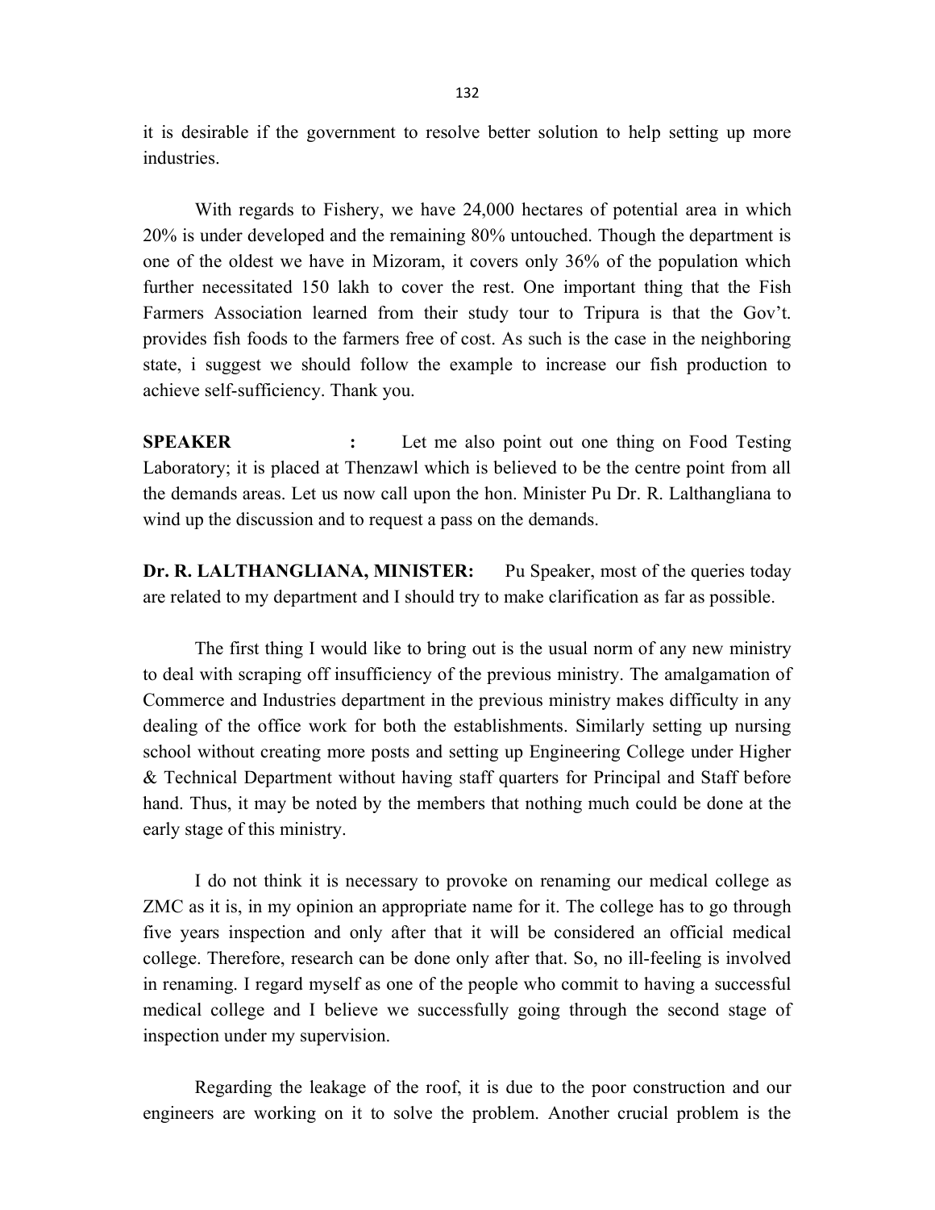it is desirable if the government to resolve better solution to help setting up more industries.

With regards to Fishery, we have 24,000 hectares of potential area in which 20% is under developed and the remaining 80% untouched. Though the department is one of the oldest we have in Mizoram, it covers only 36% of the population which further necessitated 150 lakh to cover the rest. One important thing that the Fish Farmers Association learned from their study tour to Tripura is that the Gov't. provides fish foods to the farmers free of cost. As such is the case in the neighboring state, i suggest we should follow the example to increase our fish production to achieve self-sufficiency. Thank you.

**SPEAKER :** Let me also point out one thing on Food Testing Laboratory; it is placed at Thenzawl which is believed to be the centre point from all the demands areas. Let us now call upon the hon. Minister Pu Dr. R. Lalthangliana to wind up the discussion and to request a pass on the demands.

**Dr. R. LALTHANGLIANA, MINISTER:** Pu Speaker, most of the queries today are related to my department and I should try to make clarification as far as possible.

The first thing I would like to bring out is the usual norm of any new ministry to deal with scraping off insufficiency of the previous ministry. The amalgamation of Commerce and Industries department in the previous ministry makes difficulty in any dealing of the office work for both the establishments. Similarly setting up nursing school without creating more posts and setting up Engineering College under Higher & Technical Department without having staff quarters for Principal and Staff before hand. Thus, it may be noted by the members that nothing much could be done at the early stage of this ministry.

I do not think it is necessary to provoke on renaming our medical college as ZMC as it is, in my opinion an appropriate name for it. The college has to go through five years inspection and only after that it will be considered an official medical college. Therefore, research can be done only after that. So, no ill-feeling is involved in renaming. I regard myself as one of the people who commit to having a successful medical college and I believe we successfully going through the second stage of inspection under my supervision.

Regarding the leakage of the roof, it is due to the poor construction and our engineers are working on it to solve the problem. Another crucial problem is the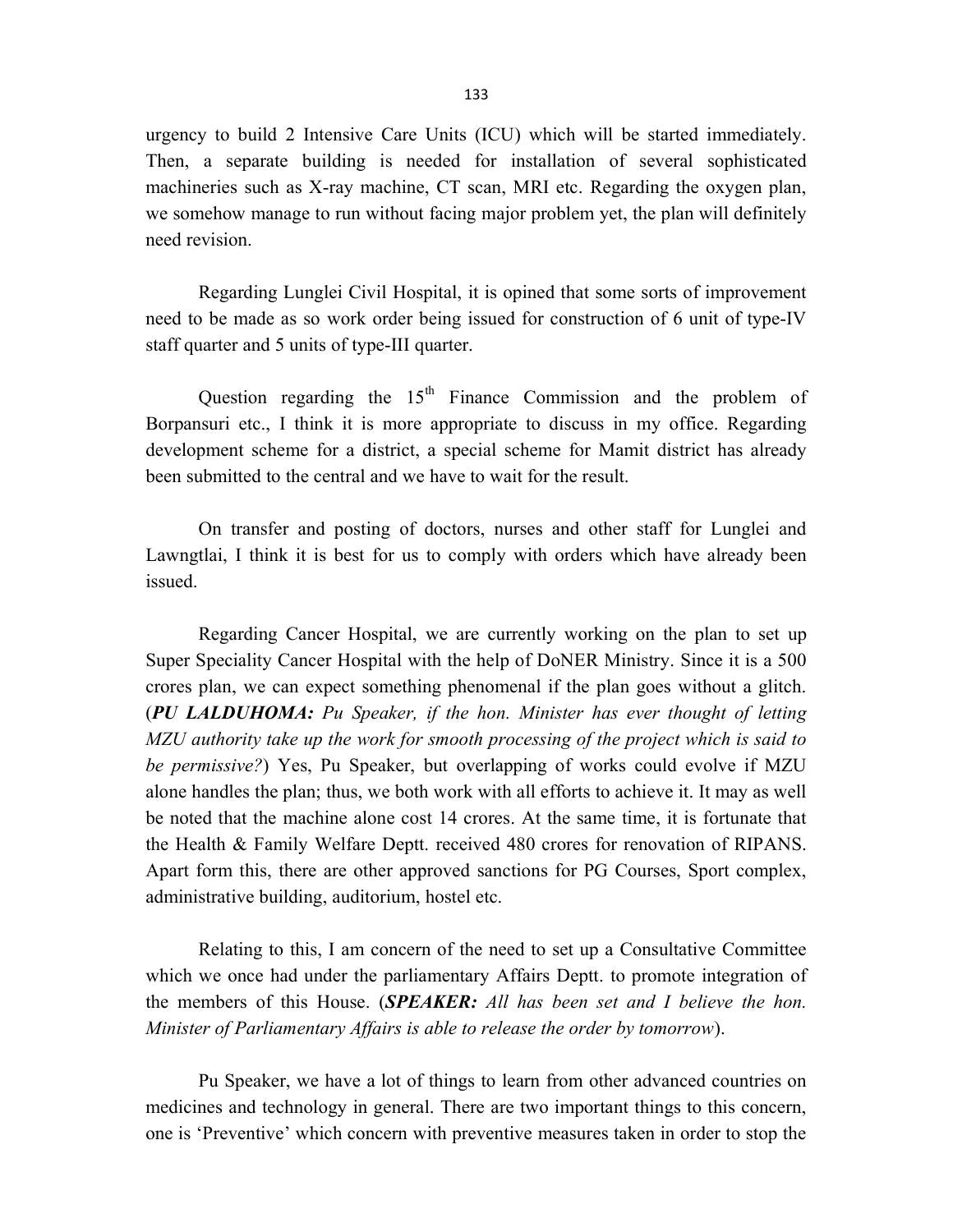urgency to build 2 Intensive Care Units (ICU) which will be started immediately. Then, a separate building is needed for installation of several sophisticated machineries such as X-ray machine, CT scan, MRI etc. Regarding the oxygen plan, we somehow manage to run without facing major problem yet, the plan will definitely need revision.

Regarding Lunglei Civil Hospital, it is opined that some sorts of improvement need to be made as so work order being issued for construction of 6 unit of type-IV staff quarter and 5 units of type-III quarter.

Question regarding the 15th Finance Commission and the problem of Borpansuri etc., I think it is more appropriate to discuss in my office. Regarding development scheme for a district, a special scheme for Mamit district has already been submitted to the central and we have to wait for the result.

On transfer and posting of doctors, nurses and other staff for Lunglei and Lawngtlai, I think it is best for us to comply with orders which have already been issued.

Regarding Cancer Hospital, we are currently working on the plan to set up Super Speciality Cancer Hospital with the help of DoNER Ministry. Since it is a 500 crores plan, we can expect something phenomenal if the plan goes without a glitch. (***PU LALDUHOMA:*** *Pu Speaker, if the hon. Minister has ever thought of letting MZU authority take up the work for smooth processing of the project which is said to be permissive?*) Yes, Pu Speaker, but overlapping of works could evolve if MZU alone handles the plan; thus, we both work with all efforts to achieve it. It may as well be noted that the machine alone cost 14 crores. At the same time, it is fortunate that the Health & Family Welfare Deptt. received 480 crores for renovation of RIPANS. Apart form this, there are other approved sanctions for PG Courses, Sport complex, administrative building, auditorium, hostel etc.

Relating to this, I am concern of the need to set up a Consultative Committee which we once had under the parliamentary Affairs Deptt. to promote integration of the members of this House. (***SPEAKER:*** *All has been set and I believe the hon. Minister of Parliamentary Affairs is able to release the order by tomorrow*).

Pu Speaker, we have a lot of things to learn from other advanced countries on medicines and technology in general. There are two important things to this concern, one is 'Preventive' which concern with preventive measures taken in order to stop the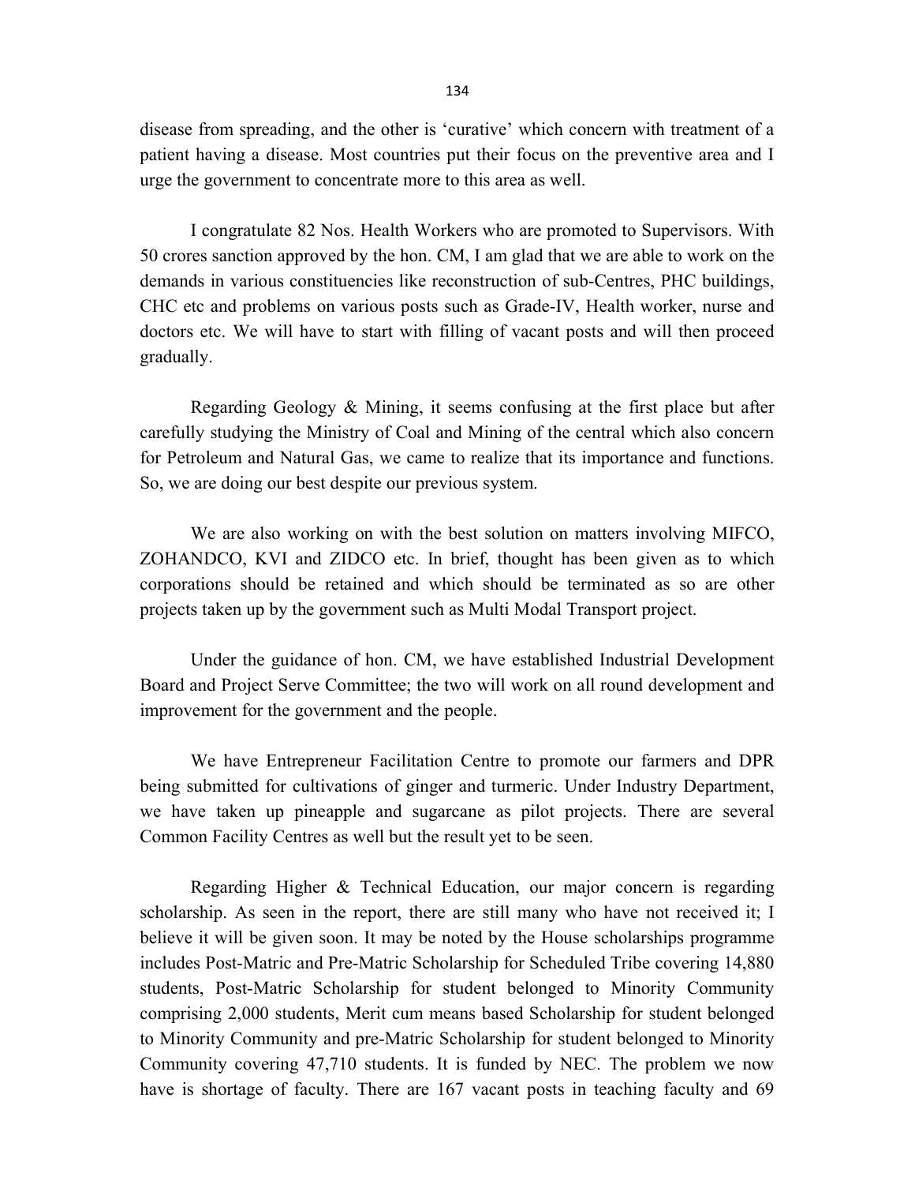disease from spreading, and the other is 'curative' which concern with treatment of a patient having a disease. Most countries put their focus on the preventive area and I urge the government to concentrate more to this area as well.

I congratulate 82 Nos. Health Workers who are promoted to Supervisors. With 50 crores sanction approved by the hon. CM, I am glad that we are able to work on the demands in various constituencies like reconstruction of sub-Centres, PHC buildings, CHC etc and problems on various posts such as Grade-IV, Health worker, nurse and doctors etc. We will have to start with filling of vacant posts and will then proceed gradually.

Regarding Geology & Mining, it seems confusing at the first place but after carefully studying the Ministry of Coal and Mining of the central which also concern for Petroleum and Natural Gas, we came to realize that its importance and functions. So, we are doing our best despite our previous system.

We are also working on with the best solution on matters involving MIFCO, ZOHANDCO, KVI and ZIDCO etc. In brief, thought has been given as to which corporations should be retained and which should be terminated as so are other projects taken up by the government such as Multi Modal Transport project.

Under the guidance of hon. CM, we have established Industrial Development Board and Project Serve Committee; the two will work on all round development and improvement for the government and the people.

We have Entrepreneur Facilitation Centre to promote our farmers and DPR being submitted for cultivations of ginger and turmeric. Under Industry Department, we have taken up pineapple and sugarcane as pilot projects. There are several Common Facility Centres as well but the result yet to be seen.

Regarding Higher & Technical Education, our major concern is regarding scholarship. As seen in the report, there are still many who have not received it; I believe it will be given soon. It may be noted by the House scholarships programme includes Post-Matric and Pre-Matric Scholarship for Scheduled Tribe covering 14,880 students, Post-Matric Scholarship for student belonged to Minority Community comprising 2,000 students, Merit cum means based Scholarship for student belonged to Minority Community and pre-Matric Scholarship for student belonged to Minority Community covering 47,710 students. It is funded by NEC. The problem we now have is shortage of faculty. There are 167 vacant posts in teaching faculty and 69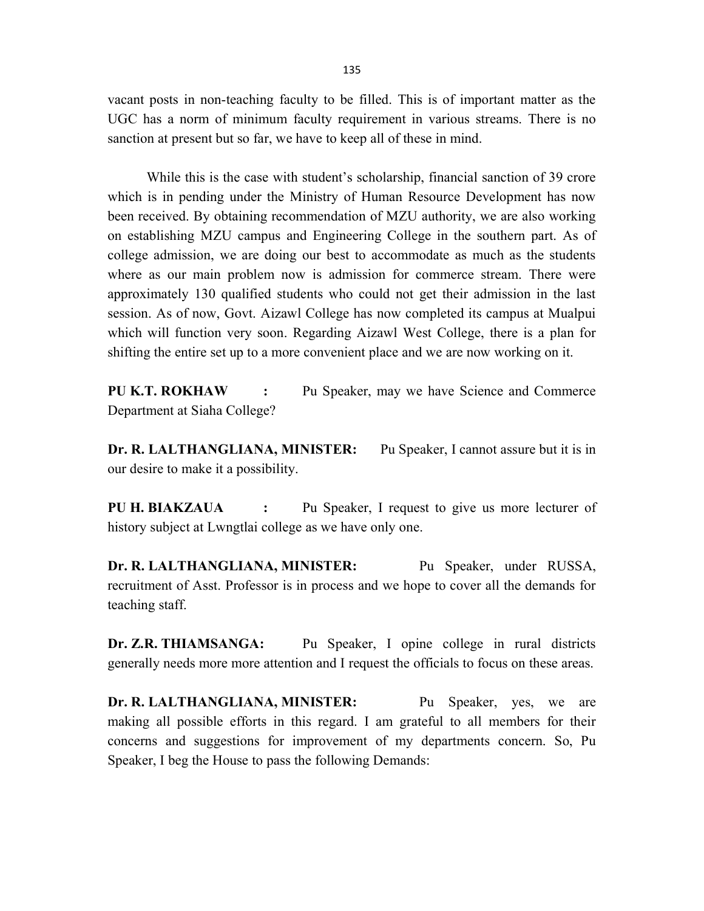vacant posts in non-teaching faculty to be filled. This is of important matter as the UGC has a norm of minimum faculty requirement in various streams. There is no sanction at present but so far, we have to keep all of these in mind.

While this is the case with student's scholarship, financial sanction of 39 crore which is in pending under the Ministry of Human Resource Development has now been received. By obtaining recommendation of MZU authority, we are also working on establishing MZU campus and Engineering College in the southern part. As of college admission, we are doing our best to accommodate as much as the students where as our main problem now is admission for commerce stream. There were approximately 130 qualified students who could not get their admission in the last session. As of now, Govt. Aizawl College has now completed its campus at Mualpui which will function very soon. Regarding Aizawl West College, there is a plan for shifting the entire set up to a more convenient place and we are now working on it.

**PU K.T. ROKHAW :** Pu Speaker, may we have Science and Commerce Department at Siaha College?

**Dr. R. LALTHANGLIANA, MINISTER:** Pu Speaker, I cannot assure but it is in our desire to make it a possibility.

**PU H. BIAKZAUA :** Pu Speaker, I request to give us more lecturer of history subject at Lwngtlai college as we have only one.

**Dr. R. LALTHANGLIANA, MINISTER:** Pu Speaker, under RUSSA, recruitment of Asst. Professor is in process and we hope to cover all the demands for teaching staff.

**Dr. Z.R. THIAMSANGA:** Pu Speaker, I opine college in rural districts generally needs more more attention and I request the officials to focus on these areas.

**Dr. R. LALTHANGLIANA, MINISTER:** Pu Speaker, yes, we are making all possible efforts in this regard. I am grateful to all members for their concerns and suggestions for improvement of my departments concern. So, Pu Speaker, I beg the House to pass the following Demands: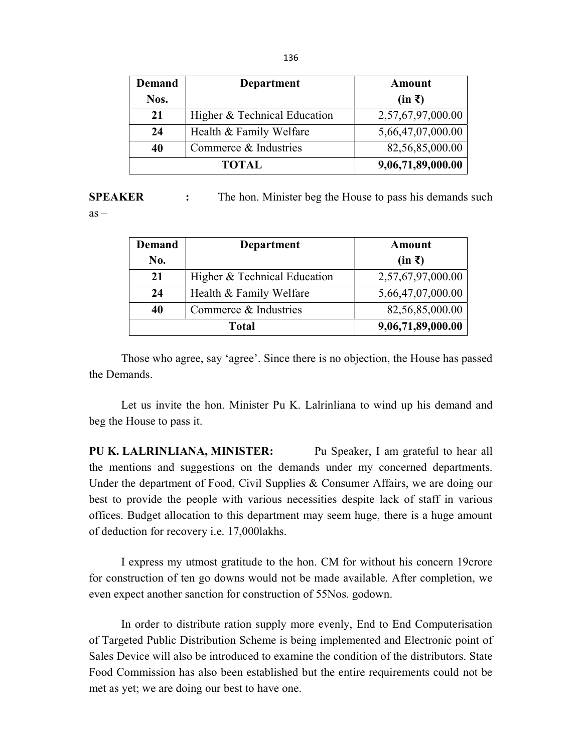| Demand Nos. | Department | Amount (in ₹) |
|---|---|---|
| 21 | Higher & Technical Education | 2,57,67,97,000.00 |
| 24 | Health & Family Welfare | 5,66,47,07,000.00 |
| 40 | Commerce & Industries | 82,56,85,000.00 |
| **TOTAL** | | **9,06,71,89,000.00** |

**SPEAKER :** The hon. Minister beg the House to pass his demands such as –

| Demand No. | Department | Amount (in ₹) |
|---|---|---|
| 21 | Higher & Technical Education | 2,57,67,97,000.00 |
| 24 | Health & Family Welfare | 5,66,47,07,000.00 |
| 40 | Commerce & Industries | 82,56,85,000.00 |
| **Total** | | **9,06,71,89,000.00** |

Those who agree, say 'agree'. Since there is no objection, the House has passed the Demands.

Let us invite the hon. Minister Pu K. Lalrinliana to wind up his demand and beg the House to pass it.

**PU K. LALRINLIANA, MINISTER:** Pu Speaker, I am grateful to hear all the mentions and suggestions on the demands under my concerned departments. Under the department of Food, Civil Supplies & Consumer Affairs, we are doing our best to provide the people with various necessities despite lack of staff in various offices. Budget allocation to this department may seem huge, there is a huge amount of deduction for recovery i.e. 17,000lakhs.

I express my utmost gratitude to the hon. CM for without his concern 19crore for construction of ten go downs would not be made available. After completion, we even expect another sanction for construction of 55Nos. godown.

In order to distribute ration supply more evenly, End to End Computerisation of Targeted Public Distribution Scheme is being implemented and Electronic point of Sales Device will also be introduced to examine the condition of the distributors. State Food Commission has also been established but the entire requirements could not be met as yet; we are doing our best to have one.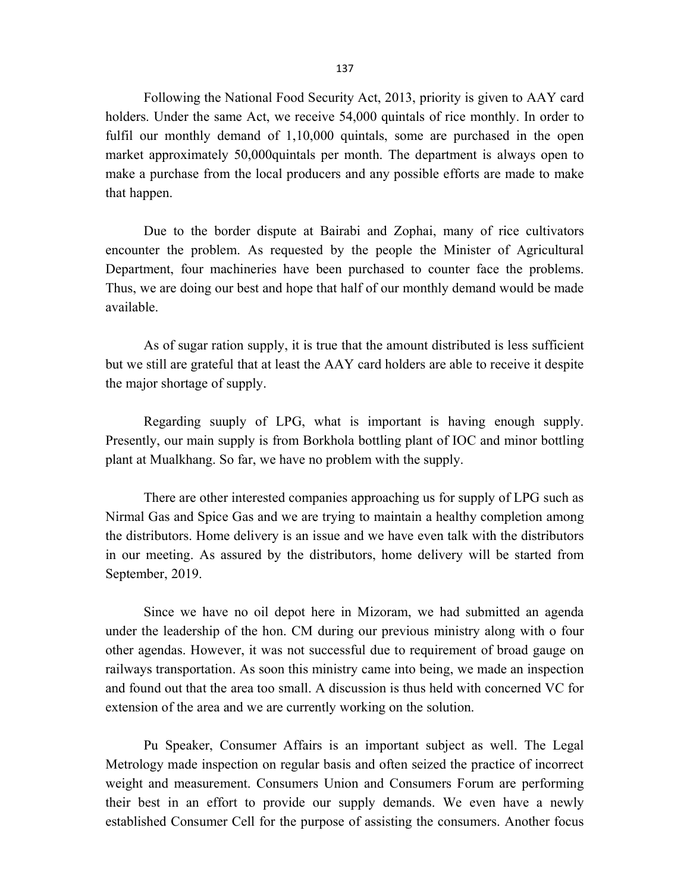Following the National Food Security Act, 2013, priority is given to AAY card holders. Under the same Act, we receive 54,000 quintals of rice monthly. In order to fulfil our monthly demand of 1,10,000 quintals, some are purchased in the open market approximately 50,000quintals per month. The department is always open to make a purchase from the local producers and any possible efforts are made to make that happen.

Due to the border dispute at Bairabi and Zophai, many of rice cultivators encounter the problem. As requested by the people the Minister of Agricultural Department, four machineries have been purchased to counter face the problems. Thus, we are doing our best and hope that half of our monthly demand would be made available.

As of sugar ration supply, it is true that the amount distributed is less sufficient but we still are grateful that at least the AAY card holders are able to receive it despite the major shortage of supply.

Regarding suuply of LPG, what is important is having enough supply. Presently, our main supply is from Borkhola bottling plant of IOC and minor bottling plant at Mualkhang. So far, we have no problem with the supply.

There are other interested companies approaching us for supply of LPG such as Nirmal Gas and Spice Gas and we are trying to maintain a healthy completion among the distributors. Home delivery is an issue and we have even talk with the distributors in our meeting. As assured by the distributors, home delivery will be started from September, 2019.

Since we have no oil depot here in Mizoram, we had submitted an agenda under the leadership of the hon. CM during our previous ministry along with o four other agendas. However, it was not successful due to requirement of broad gauge on railways transportation. As soon this ministry came into being, we made an inspection and found out that the area too small. A discussion is thus held with concerned VC for extension of the area and we are currently working on the solution.

Pu Speaker, Consumer Affairs is an important subject as well. The Legal Metrology made inspection on regular basis and often seized the practice of incorrect weight and measurement. Consumers Union and Consumers Forum are performing their best in an effort to provide our supply demands. We even have a newly established Consumer Cell for the purpose of assisting the consumers. Another focus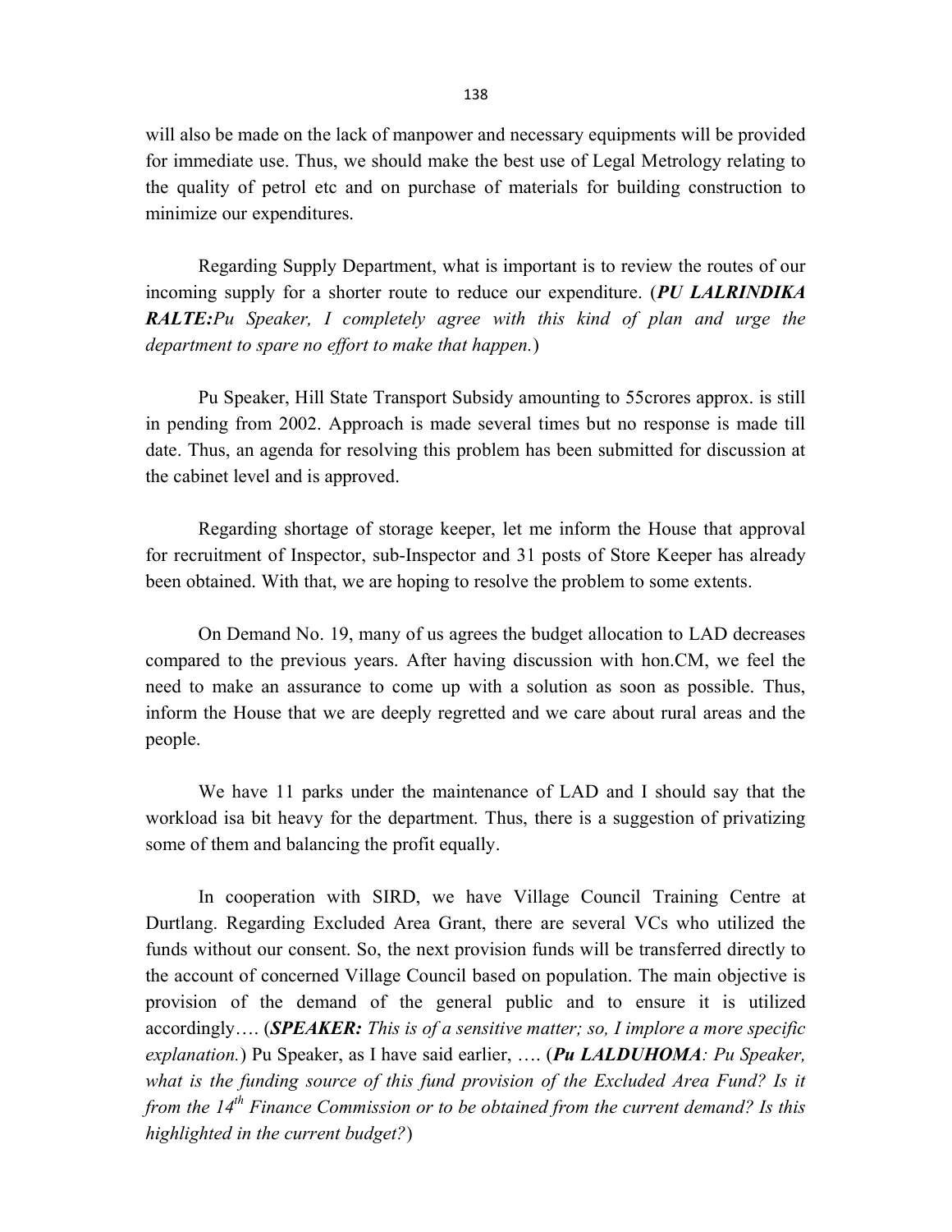will also be made on the lack of manpower and necessary equipments will be provided for immediate use. Thus, we should make the best use of Legal Metrology relating to the quality of petrol etc and on purchase of materials for building construction to minimize our expenditures.

Regarding Supply Department, what is important is to review the routes of our incoming supply for a shorter route to reduce our expenditure. (***PU LALRINDIKA RALTE:****Pu Speaker, I completely agree with this kind of plan and urge the department to spare no effort to make that happen.*)

Pu Speaker, Hill State Transport Subsidy amounting to 55crores approx. is still in pending from 2002. Approach is made several times but no response is made till date. Thus, an agenda for resolving this problem has been submitted for discussion at the cabinet level and is approved.

Regarding shortage of storage keeper, let me inform the House that approval for recruitment of Inspector, sub-Inspector and 31 posts of Store Keeper has already been obtained. With that, we are hoping to resolve the problem to some extents.

On Demand No. 19, many of us agrees the budget allocation to LAD decreases compared to the previous years. After having discussion with hon.CM, we feel the need to make an assurance to come up with a solution as soon as possible. Thus, inform the House that we are deeply regretted and we care about rural areas and the people.

We have 11 parks under the maintenance of LAD and I should say that the workload isa bit heavy for the department. Thus, there is a suggestion of privatizing some of them and balancing the profit equally.

In cooperation with SIRD, we have Village Council Training Centre at Durtlang. Regarding Excluded Area Grant, there are several VCs who utilized the funds without our consent. So, the next provision funds will be transferred directly to the account of concerned Village Council based on population. The main objective is provision of the demand of the general public and to ensure it is utilized accordingly…. (***SPEAKER:*** *This is of a sensitive matter; so, I implore a more specific explanation.*) Pu Speaker, as I have said earlier, …. (***Pu LALDUHOMA****: Pu Speaker, what is the funding source of this fund provision of the Excluded Area Fund? Is it from the 14th Finance Commission or to be obtained from the current demand? Is this highlighted in the current budget?*)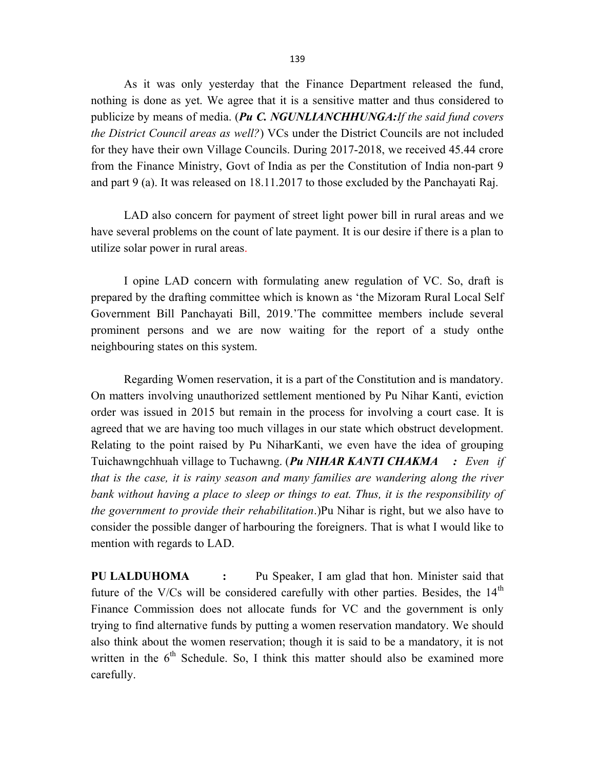As it was only yesterday that the Finance Department released the fund, nothing is done as yet. We agree that it is a sensitive matter and thus considered to publicize by means of media. (***Pu C. NGUNLIANCHHUNGA:****If the said fund covers the District Council areas as well?*) VCs under the District Councils are not included for they have their own Village Councils. During 2017-2018, we received 45.44 crore from the Finance Ministry, Govt of India as per the Constitution of India non-part 9 and part 9 (a). It was released on 18.11.2017 to those excluded by the Panchayati Raj.

LAD also concern for payment of street light power bill in rural areas and we have several problems on the count of late payment. It is our desire if there is a plan to utilize solar power in rural areas.

I opine LAD concern with formulating anew regulation of VC. So, draft is prepared by the drafting committee which is known as 'the Mizoram Rural Local Self Government Bill Panchayati Bill, 2019.'The committee members include several prominent persons and we are now waiting for the report of a study onthe neighbouring states on this system.

Regarding Women reservation, it is a part of the Constitution and is mandatory. On matters involving unauthorized settlement mentioned by Pu Nihar Kanti, eviction order was issued in 2015 but remain in the process for involving a court case. It is agreed that we are having too much villages in our state which obstruct development. Relating to the point raised by Pu NiharKanti, we even have the idea of grouping Tuichawngchhuah village to Tuchawng. (***Pu NIHAR KANTI CHAKMA : ****Even if that is the case, it is rainy season and many families are wandering along the river bank without having a place to sleep or things to eat. Thus, it is the responsibility of the government to provide their rehabilitation*.)Pu Nihar is right, but we also have to consider the possible danger of harbouring the foreigners. That is what I would like to mention with regards to LAD.

**PU LALDUHOMA :** Pu Speaker, I am glad that hon. Minister said that future of the V/Cs will be considered carefully with other parties. Besides, the 14th Finance Commission does not allocate funds for VC and the government is only trying to find alternative funds by putting a women reservation mandatory. We should also think about the women reservation; though it is said to be a mandatory, it is not written in the 6th Schedule. So, I think this matter should also be examined more carefully.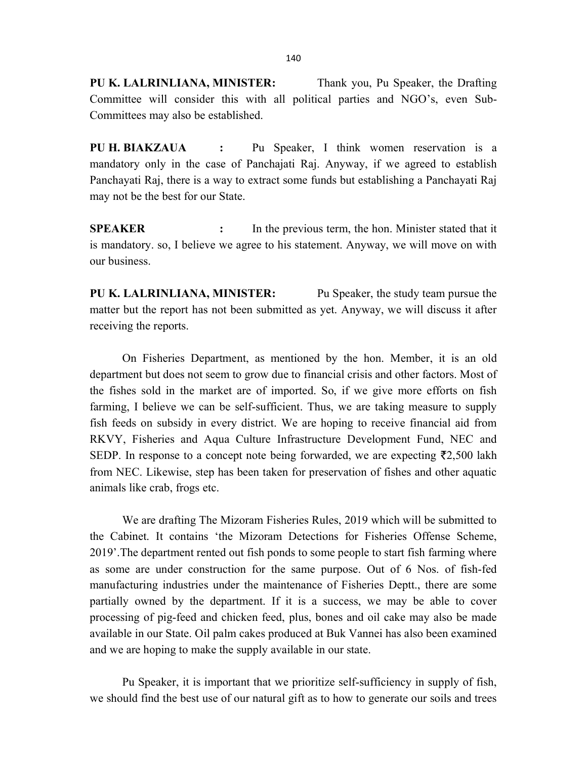**PU K. LALRINLIANA, MINISTER:** Thank you, Pu Speaker, the Drafting Committee will consider this with all political parties and NGO's, even Sub-Committees may also be established.

**PU H. BIAKZAUA :** Pu Speaker, I think women reservation is a mandatory only in the case of Panchajati Raj. Anyway, if we agreed to establish Panchayati Raj, there is a way to extract some funds but establishing a Panchayati Raj may not be the best for our State.

**SPEAKER :** In the previous term, the hon. Minister stated that it is mandatory. so, I believe we agree to his statement. Anyway, we will move on with our business.

**PU K. LALRINLIANA, MINISTER:** Pu Speaker, the study team pursue the matter but the report has not been submitted as yet. Anyway, we will discuss it after receiving the reports.

On Fisheries Department, as mentioned by the hon. Member, it is an old department but does not seem to grow due to financial crisis and other factors. Most of the fishes sold in the market are of imported. So, if we give more efforts on fish farming, I believe we can be self-sufficient. Thus, we are taking measure to supply fish feeds on subsidy in every district. We are hoping to receive financial aid from RKVY, Fisheries and Aqua Culture Infrastructure Development Fund, NEC and SEDP. In response to a concept note being forwarded, we are expecting ₹2,500 lakh from NEC. Likewise, step has been taken for preservation of fishes and other aquatic animals like crab, frogs etc.

We are drafting The Mizoram Fisheries Rules, 2019 which will be submitted to the Cabinet. It contains 'the Mizoram Detections for Fisheries Offense Scheme, 2019'.The department rented out fish ponds to some people to start fish farming where as some are under construction for the same purpose. Out of 6 Nos. of fish-fed manufacturing industries under the maintenance of Fisheries Deptt., there are some partially owned by the department. If it is a success, we may be able to cover processing of pig-feed and chicken feed, plus, bones and oil cake may also be made available in our State. Oil palm cakes produced at Buk Vannei has also been examined and we are hoping to make the supply available in our state.

Pu Speaker, it is important that we prioritize self-sufficiency in supply of fish, we should find the best use of our natural gift as to how to generate our soils and trees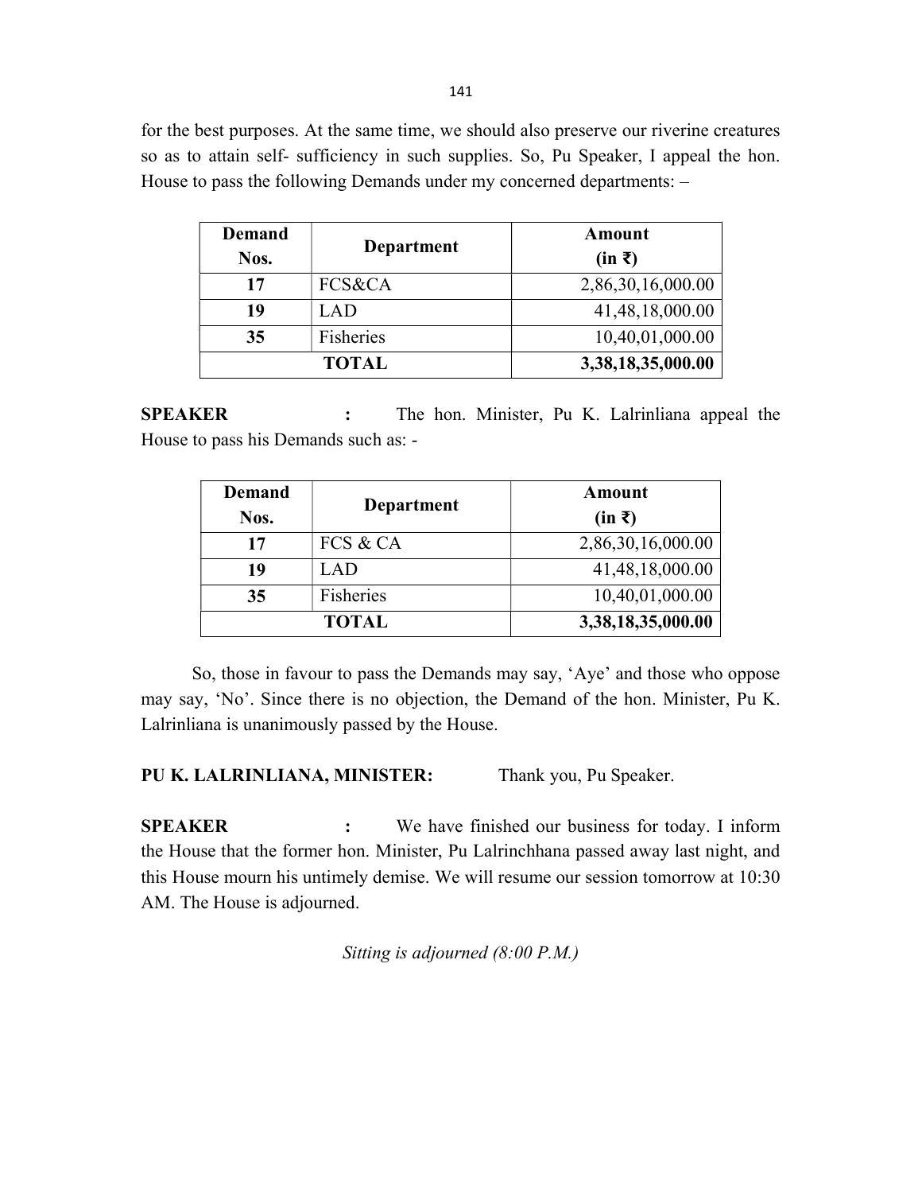for the best purposes. At the same time, we should also preserve our riverine creatures so as to attain self- sufficiency in such supplies. So, Pu Speaker, I appeal the hon. House to pass the following Demands under my concerned departments: –

| Demand Nos. | Department | Amount (in ₹) |
|---|---|---|
| **17** | FCS&CA | 2,86,30,16,000.00 |
| **19** | LAD | 41,48,18,000.00 |
| **35** | Fisheries | 10,40,01,000.00 |
| **TOTAL** | | **3,38,18,35,000.00** |

**SPEAKER** : The hon. Minister, Pu K. Lalrinliana appeal the House to pass his Demands such as: -

| Demand Nos. | Department | Amount (in ₹) |
|---|---|---|
| **17** | FCS & CA | 2,86,30,16,000.00 |
| **19** | LAD | 41,48,18,000.00 |
| **35** | Fisheries | 10,40,01,000.00 |
| **TOTAL** | | **3,38,18,35,000.00** |

So, those in favour to pass the Demands may say, 'Aye' and those who oppose may say, 'No'. Since there is no objection, the Demand of the hon. Minister, Pu K. Lalrinliana is unanimously passed by the House.

**PU K. LALRINLIANA, MINISTER:** Thank you, Pu Speaker.

**SPEAKER** : We have finished our business for today. I inform the House that the former hon. Minister, Pu Lalrinchhana passed away last night, and this House mourn his untimely demise. We will resume our session tomorrow at 10:30 AM. The House is adjourned.

*Sitting is adjourned (8:00 P.M.)*